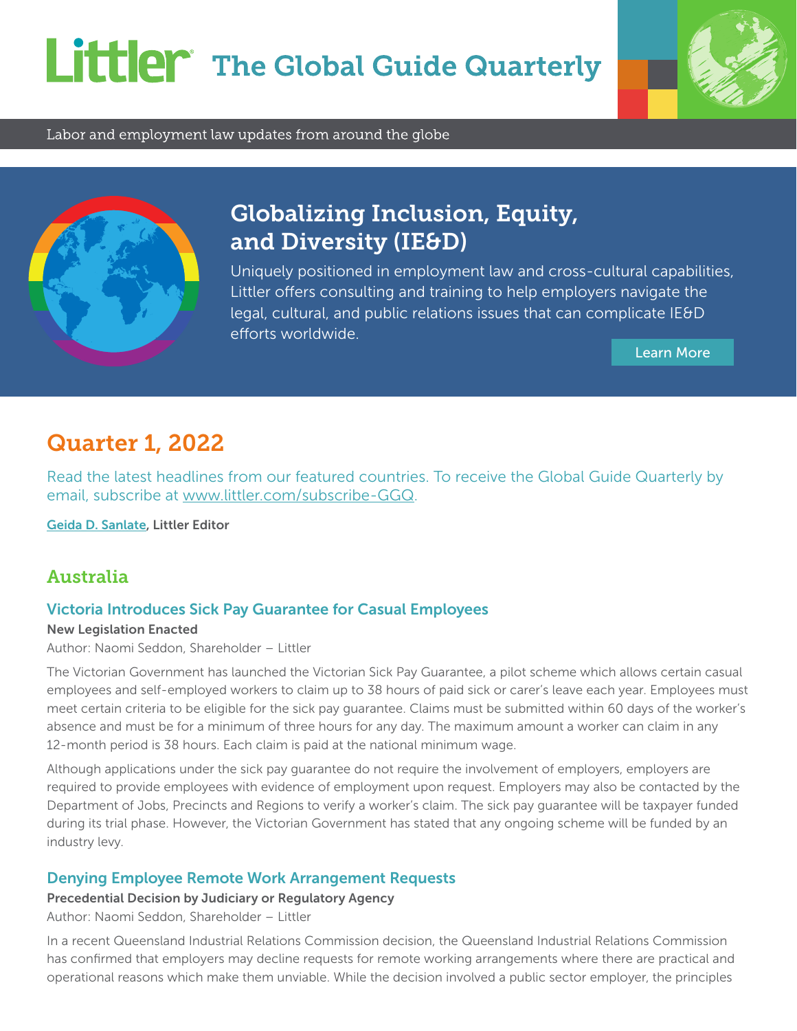# Littler The Global Guide Quarterly

Labor and employment law updates from around the globe

## Globalizing Inclusion, Equity, and Diversity (IE&D)

Uniquely positioned in employment law and cross-cultural capabilities, Littler offers consulting and training to help employers navigate the legal, cultural, and public relations issues that can complicate IE&D efforts worldwide.

Learn More

## Quarter 1, 2022

Read the latest headlines from our featured countries. To receive the Global Guide Quarterly by email, subscribe at www.littler.com/subscribe-GGQ.

**Geida D. Sanlate, Littler Editor**

## Australia

### Victoria Introduces Sick Pay Guarantee for Casual Employees

**New Legislation Enacted**

Author: Naomi Seddon, Shareholder – Littler

The Victorian Government has launched the Victorian Sick Pay Guarantee, a pilot scheme which allows certain casual employees and self-employed workers to claim up to 38 hours of paid sick or carer's leave each year. Employees must meet certain criteria to be eligible for the sick pay guarantee. Claims must be submitted within 60 days of the worker's absence and must be for a minimum of three hours for any day. The maximum amount a worker can claim in any 12-month period is 38 hours. Each claim is paid at the national minimum wage.

Although applications under the sick pay guarantee do not require the involvement of employers, employers are required to provide employees with evidence of employment upon request. Employers may also be contacted by the Department of Jobs, Precincts and Regions to verify a worker's claim. The sick pay guarantee will be taxpayer funded during its trial phase. However, the Victorian Government has stated that any ongoing scheme will be funded by an industry levy.

### Denying Employee Remote Work Arrangement Requests

**Precedential Decision by Judiciary or Regulatory Agency**

Author: Naomi Seddon, Shareholder – Littler

In a recent Queensland Industrial Relations Commission decision, the Queensland Industrial Relations Commission has confirmed that employers may decline requests for remote working arrangements where there are practical and operational reasons which make them unviable. While the decision involved a public sector employer, the principles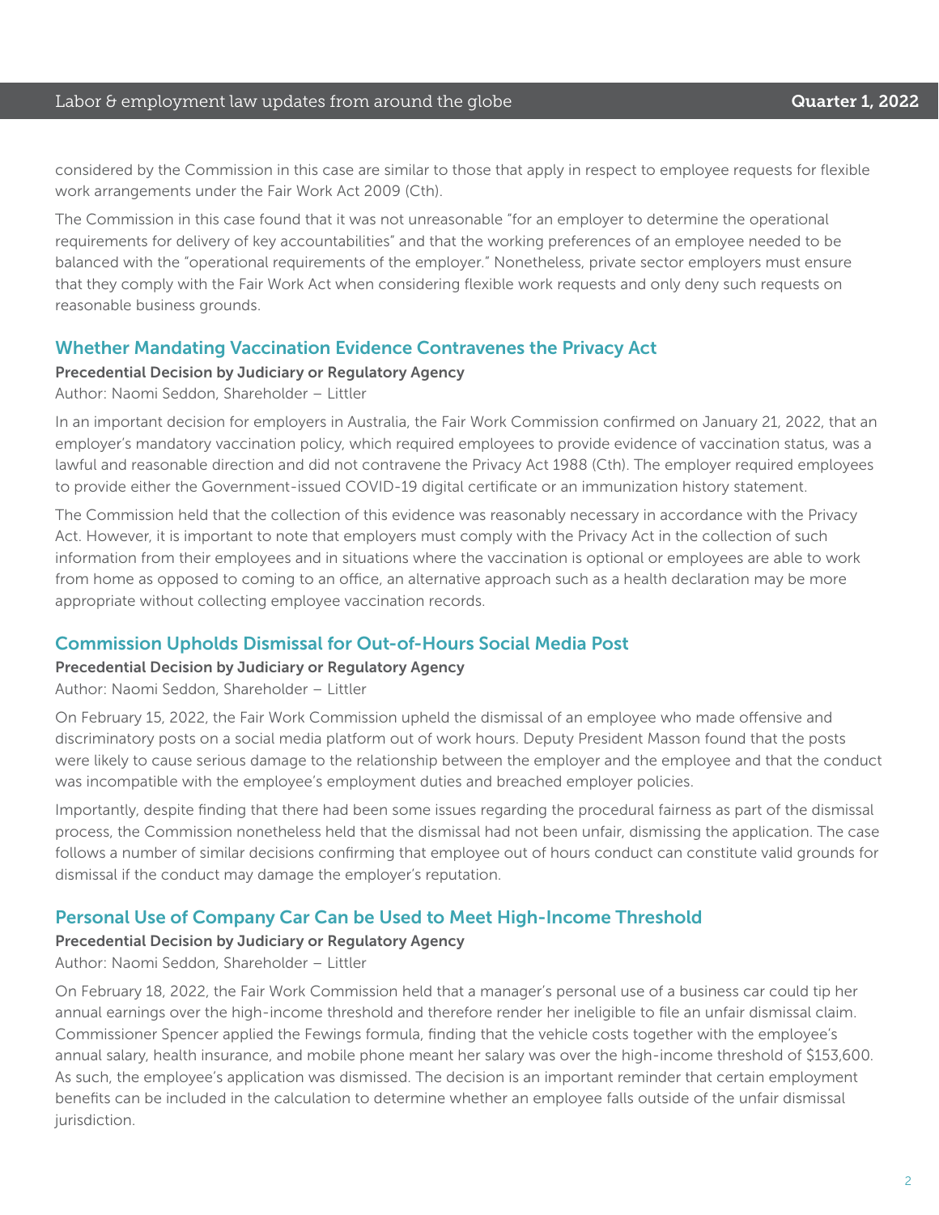considered by the Commission in this case are similar to those that apply in respect to employee requests for flexible work arrangements under the Fair Work Act 2009 (Cth).

The Commission in this case found that it was not unreasonable "for an employer to determine the operational requirements for delivery of key accountabilities" and that the working preferences of an employee needed to be balanced with the "operational requirements of the employer." Nonetheless, private sector employers must ensure that they comply with the Fair Work Act when considering flexible work requests and only deny such requests on reasonable business grounds.

## Whether Mandating Vaccination Evidence Contravenes the Privacy Act

**Precedential Decision by Judiciary or Regulatory Agency**

Author: Naomi Seddon, Shareholder – Littler

In an important decision for employers in Australia, the Fair Work Commission confirmed on January 21, 2022, that an employer's mandatory vaccination policy, which required employees to provide evidence of vaccination status, was a lawful and reasonable direction and did not contravene the Privacy Act 1988 (Cth). The employer required employees to provide either the Government-issued COVID-19 digital certificate or an immunization history statement.

The Commission held that the collection of this evidence was reasonably necessary in accordance with the Privacy Act. However, it is important to note that employers must comply with the Privacy Act in the collection of such information from their employees and in situations where the vaccination is optional or employees are able to work from home as opposed to coming to an office, an alternative approach such as a health declaration may be more appropriate without collecting employee vaccination records.

## Commission Upholds Dismissal for Out-of-Hours Social Media Post

**Precedential Decision by Judiciary or Regulatory Agency**

Author: Naomi Seddon, Shareholder – Littler

On February 15, 2022, the Fair Work Commission upheld the dismissal of an employee who made offensive and discriminatory posts on a social media platform out of work hours. Deputy President Masson found that the posts were likely to cause serious damage to the relationship between the employer and the employee and that the conduct was incompatible with the employee's employment duties and breached employer policies.

Importantly, despite finding that there had been some issues regarding the procedural fairness as part of the dismissal process, the Commission nonetheless held that the dismissal had not been unfair, dismissing the application. The case follows a number of similar decisions confirming that employee out of hours conduct can constitute valid grounds for dismissal if the conduct may damage the employer's reputation.

## Personal Use of Company Car Can be Used to Meet High-Income Threshold

**Precedential Decision by Judiciary or Regulatory Agency**

Author: Naomi Seddon, Shareholder – Littler

On February 18, 2022, the Fair Work Commission held that a manager's personal use of a business car could tip her annual earnings over the high-income threshold and therefore render her ineligible to file an unfair dismissal claim. Commissioner Spencer applied the Fewings formula, finding that the vehicle costs together with the employee's annual salary, health insurance, and mobile phone meant her salary was over the high-income threshold of $153,600. As such, the employee's application was dismissed. The decision is an important reminder that certain employment benefits can be included in the calculation to determine whether an employee falls outside of the unfair dismissal jurisdiction.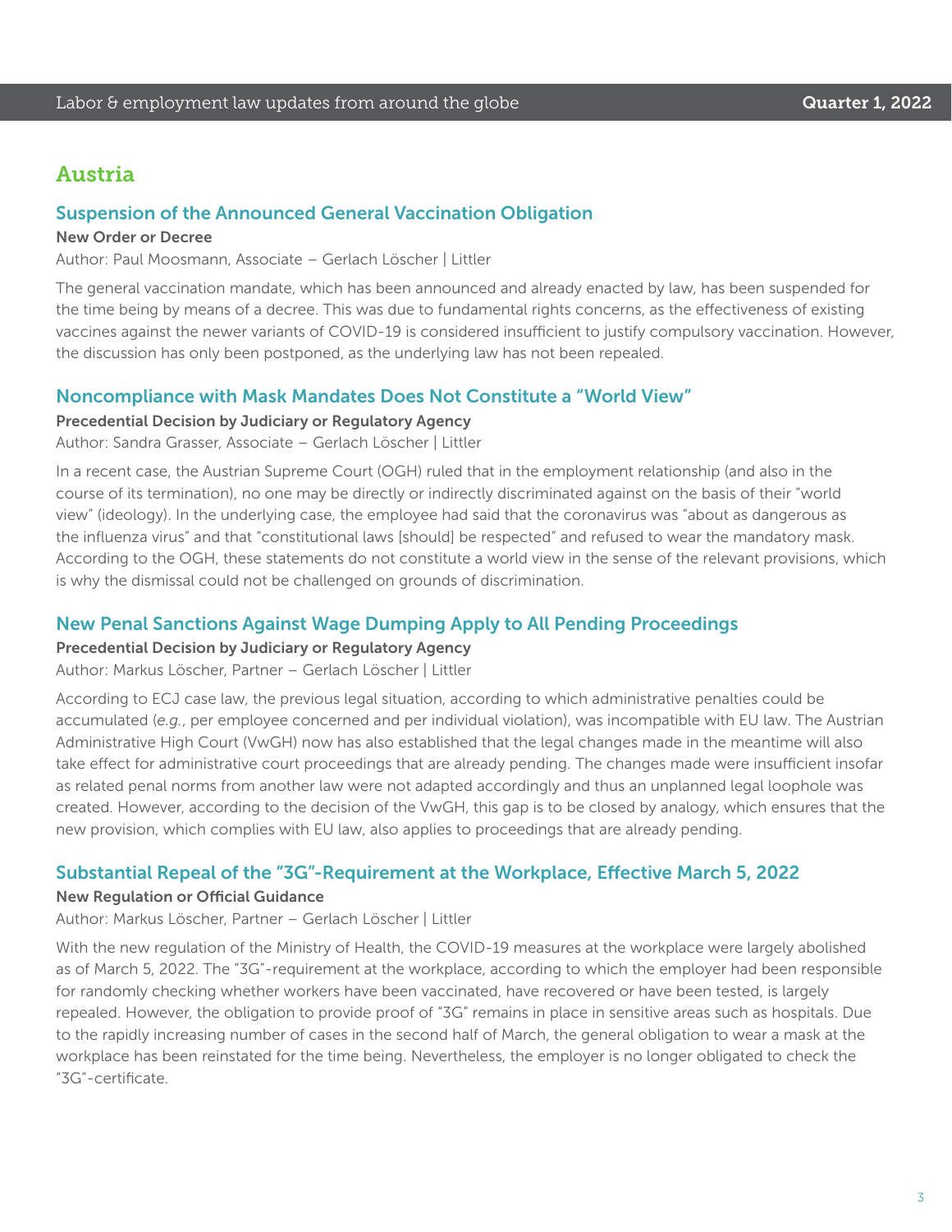## Austria

### Suspension of the Announced General Vaccination Obligation

**New Order or Decree**

Author: Paul Moosmann, Associate – Gerlach Löscher | Littler

The general vaccination mandate, which has been announced and already enacted by law, has been suspended for the time being by means of a decree. This was due to fundamental rights concerns, as the effectiveness of existing vaccines against the newer variants of COVID-19 is considered insufficient to justify compulsory vaccination. However, the discussion has only been postponed, as the underlying law has not been repealed.

### Noncompliance with Mask Mandates Does Not Constitute a "World View"

**Precedential Decision by Judiciary or Regulatory Agency**

Author: Sandra Grasser, Associate – Gerlach Löscher | Littler

In a recent case, the Austrian Supreme Court (OGH) ruled that in the employment relationship (and also in the course of its termination), no one may be directly or indirectly discriminated against on the basis of their "world view" (ideology). In the underlying case, the employee had said that the coronavirus was "about as dangerous as the influenza virus" and that "constitutional laws [should] be respected" and refused to wear the mandatory mask. According to the OGH, these statements do not constitute a world view in the sense of the relevant provisions, which is why the dismissal could not be challenged on grounds of discrimination.

### New Penal Sanctions Against Wage Dumping Apply to All Pending Proceedings

**Precedential Decision by Judiciary or Regulatory Agency**

Author: Markus Löscher, Partner – Gerlach Löscher | Littler

According to ECJ case law, the previous legal situation, according to which administrative penalties could be accumulated (*e.g.*, per employee concerned and per individual violation), was incompatible with EU law. The Austrian Administrative High Court (VwGH) now has also established that the legal changes made in the meantime will also take effect for administrative court proceedings that are already pending. The changes made were insufficient insofar as related penal norms from another law were not adapted accordingly and thus an unplanned legal loophole was created. However, according to the decision of the VwGH, this gap is to be closed by analogy, which ensures that the new provision, which complies with EU law, also applies to proceedings that are already pending.

### Substantial Repeal of the "3G"-Requirement at the Workplace, Effective March 5, 2022

**New Regulation or Official Guidance**

Author: Markus Löscher, Partner – Gerlach Löscher | Littler

With the new regulation of the Ministry of Health, the COVID-19 measures at the workplace were largely abolished as of March 5, 2022. The "3G"-requirement at the workplace, according to which the employer had been responsible for randomly checking whether workers have been vaccinated, have recovered or have been tested, is largely repealed. However, the obligation to provide proof of "3G" remains in place in sensitive areas such as hospitals. Due to the rapidly increasing number of cases in the second half of March, the general obligation to wear a mask at the workplace has been reinstated for the time being. Nevertheless, the employer is no longer obligated to check the "3G"-certificate.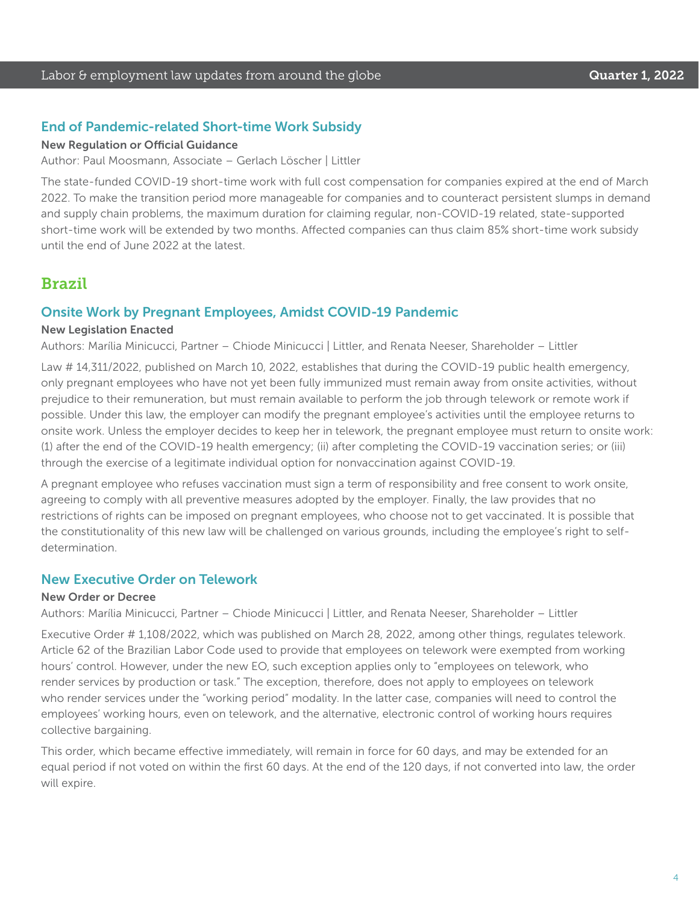### End of Pandemic-related Short-time Work Subsidy

**New Regulation or Official Guidance**

Author: Paul Moosmann, Associate – Gerlach Löscher | Littler

The state-funded COVID-19 short-time work with full cost compensation for companies expired at the end of March 2022. To make the transition period more manageable for companies and to counteract persistent slumps in demand and supply chain problems, the maximum duration for claiming regular, non-COVID-19 related, state-supported short-time work will be extended by two months. Affected companies can thus claim 85% short-time work subsidy until the end of June 2022 at the latest.

## Brazil

### Onsite Work by Pregnant Employees, Amidst COVID-19 Pandemic

**New Legislation Enacted**

Authors: Marília Minicucci, Partner – Chiode Minicucci | Littler, and Renata Neeser, Shareholder – Littler

Law # 14,311/2022, published on March 10, 2022, establishes that during the COVID-19 public health emergency, only pregnant employees who have not yet been fully immunized must remain away from onsite activities, without prejudice to their remuneration, but must remain available to perform the job through telework or remote work if possible. Under this law, the employer can modify the pregnant employee's activities until the employee returns to onsite work. Unless the employer decides to keep her in telework, the pregnant employee must return to onsite work: (1) after the end of the COVID-19 health emergency; (ii) after completing the COVID-19 vaccination series; or (iii) through the exercise of a legitimate individual option for nonvaccination against COVID-19.

A pregnant employee who refuses vaccination must sign a term of responsibility and free consent to work onsite, agreeing to comply with all preventive measures adopted by the employer. Finally, the law provides that no restrictions of rights can be imposed on pregnant employees, who choose not to get vaccinated. It is possible that the constitutionality of this new law will be challenged on various grounds, including the employee's right to self-determination.

### New Executive Order on Telework

**New Order or Decree**

Authors: Marília Minicucci, Partner – Chiode Minicucci | Littler, and Renata Neeser, Shareholder – Littler

Executive Order # 1,108/2022, which was published on March 28, 2022, among other things, regulates telework. Article 62 of the Brazilian Labor Code used to provide that employees on telework were exempted from working hours' control. However, under the new EO, such exception applies only to "employees on telework, who render services by production or task." The exception, therefore, does not apply to employees on telework who render services under the "working period" modality. In the latter case, companies will need to control the employees' working hours, even on telework, and the alternative, electronic control of working hours requires collective bargaining.

This order, which became effective immediately, will remain in force for 60 days, and may be extended for an equal period if not voted on within the first 60 days. At the end of the 120 days, if not converted into law, the order will expire.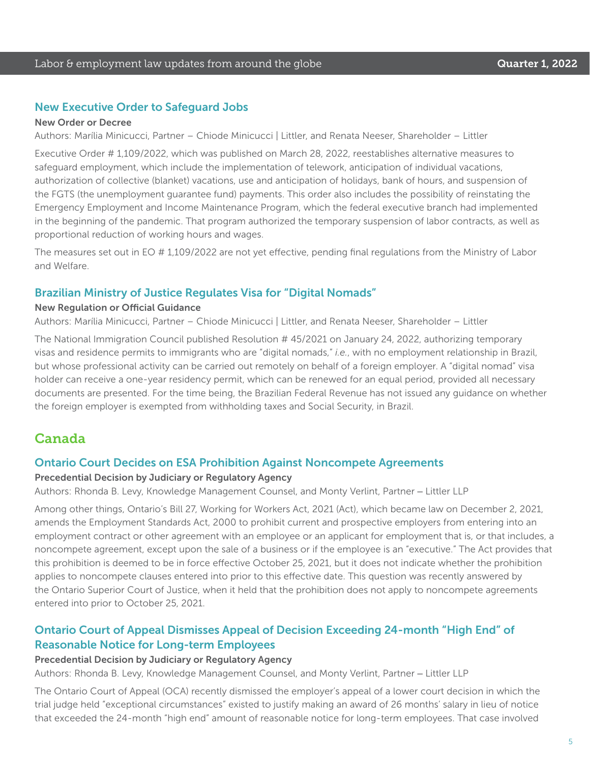### New Executive Order to Safeguard Jobs

**New Order or Decree**

Authors: Marilia Minicucci, Partner – Chiode Minicucci | Littler, and Renata Neeser, Shareholder – Littler

Executive Order # 1,109/2022, which was published on March 28, 2022, reestablishes alternative measures to safeguard employment, which include the implementation of telework, anticipation of individual vacations, authorization of collective (blanket) vacations, use and anticipation of holidays, bank of hours, and suspension of the FGTS (the unemployment guarantee fund) payments. This order also includes the possibility of reinstating the Emergency Employment and Income Maintenance Program, which the federal executive branch had implemented in the beginning of the pandemic. That program authorized the temporary suspension of labor contracts, as well as proportional reduction of working hours and wages.

The measures set out in EO # 1,109/2022 are not yet effective, pending final regulations from the Ministry of Labor and Welfare.

### Brazilian Ministry of Justice Regulates Visa for "Digital Nomads"

**New Regulation or Official Guidance**

Authors: Marilia Minicucci, Partner – Chiode Minicucci | Littler, and Renata Neeser, Shareholder – Littler

The National Immigration Council published Resolution # 45/2021 on January 24, 2022, authorizing temporary visas and residence permits to immigrants who are "digital nomads," *i.e.*, with no employment relationship in Brazil, but whose professional activity can be carried out remotely on behalf of a foreign employer. A "digital nomad" visa holder can receive a one-year residency permit, which can be renewed for an equal period, provided all necessary documents are presented. For the time being, the Brazilian Federal Revenue has not issued any guidance on whether the foreign employer is exempted from withholding taxes and Social Security, in Brazil.

## Canada

### Ontario Court Decides on ESA Prohibition Against Noncompete Agreements

**Precedential Decision by Judiciary or Regulatory Agency**

Authors: Rhonda B. Levy, Knowledge Management Counsel, and Monty Verlint, Partner – Littler LLP

Among other things, Ontario's Bill 27, Working for Workers Act, 2021 (Act), which became law on December 2, 2021, amends the Employment Standards Act, 2000 to prohibit current and prospective employers from entering into an employment contract or other agreement with an employee or an applicant for employment that is, or that includes, a noncompete agreement, except upon the sale of a business or if the employee is an "executive." The Act provides that this prohibition is deemed to be in force effective October 25, 2021, but it does not indicate whether the prohibition applies to noncompete clauses entered into prior to this effective date. This question was recently answered by the Ontario Superior Court of Justice, when it held that the prohibition does not apply to noncompete agreements entered into prior to October 25, 2021.

### Ontario Court of Appeal Dismisses Appeal of Decision Exceeding 24-month "High End" of Reasonable Notice for Long-term Employees

**Precedential Decision by Judiciary or Regulatory Agency**

Authors: Rhonda B. Levy, Knowledge Management Counsel, and Monty Verlint, Partner – Littler LLP

The Ontario Court of Appeal (OCA) recently dismissed the employer's appeal of a lower court decision in which the trial judge held "exceptional circumstances" existed to justify making an award of 26 months' salary in lieu of notice that exceeded the 24-month "high end" amount of reasonable notice for long-term employees. That case involved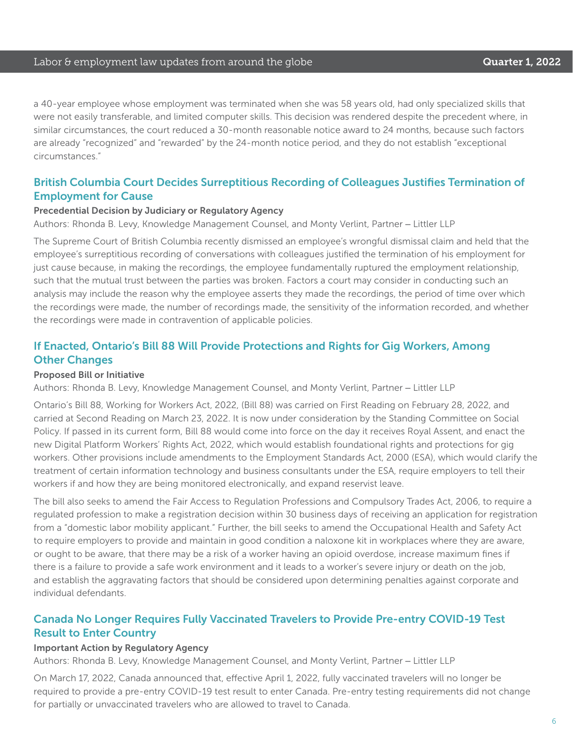a 40-year employee whose employment was terminated when she was 58 years old, had only specialized skills that were not easily transferable, and limited computer skills. This decision was rendered despite the precedent where, in similar circumstances, the court reduced a 30-month reasonable notice award to 24 months, because such factors are already "recognized" and "rewarded" by the 24-month notice period, and they do not establish "exceptional circumstances."

## British Columbia Court Decides Surreptitious Recording of Colleagues Justifies Termination of Employment for Cause

**Precedential Decision by Judiciary or Regulatory Agency**

Authors: Rhonda B. Levy, Knowledge Management Counsel, and Monty Verlint, Partner – Littler LLP

The Supreme Court of British Columbia recently dismissed an employee's wrongful dismissal claim and held that the employee's surreptitious recording of conversations with colleagues justified the termination of his employment for just cause because, in making the recordings, the employee fundamentally ruptured the employment relationship, such that the mutual trust between the parties was broken. Factors a court may consider in conducting such an analysis may include the reason why the employee asserts they made the recordings, the period of time over which the recordings were made, the number of recordings made, the sensitivity of the information recorded, and whether the recordings were made in contravention of applicable policies.

## If Enacted, Ontario's Bill 88 Will Provide Protections and Rights for Gig Workers, Among Other Changes

**Proposed Bill or Initiative**

Authors: Rhonda B. Levy, Knowledge Management Counsel, and Monty Verlint, Partner – Littler LLP

Ontario's Bill 88, Working for Workers Act, 2022, (Bill 88) was carried on First Reading on February 28, 2022, and carried at Second Reading on March 23, 2022. It is now under consideration by the Standing Committee on Social Policy. If passed in its current form, Bill 88 would come into force on the day it receives Royal Assent, and enact the new Digital Platform Workers' Rights Act, 2022, which would establish foundational rights and protections for gig workers. Other provisions include amendments to the Employment Standards Act, 2000 (ESA), which would clarify the treatment of certain information technology and business consultants under the ESA, require employers to tell their workers if and how they are being monitored electronically, and expand reservist leave.

The bill also seeks to amend the Fair Access to Regulation Professions and Compulsory Trades Act, 2006, to require a regulated profession to make a registration decision within 30 business days of receiving an application for registration from a "domestic labor mobility applicant." Further, the bill seeks to amend the Occupational Health and Safety Act to require employers to provide and maintain in good condition a naloxone kit in workplaces where they are aware, or ought to be aware, that there may be a risk of a worker having an opioid overdose, increase maximum fines if there is a failure to provide a safe work environment and it leads to a worker's severe injury or death on the job, and establish the aggravating factors that should be considered upon determining penalties against corporate and individual defendants.

## Canada No Longer Requires Fully Vaccinated Travelers to Provide Pre-entry COVID-19 Test Result to Enter Country

**Important Action by Regulatory Agency**

Authors: Rhonda B. Levy, Knowledge Management Counsel, and Monty Verlint, Partner – Littler LLP

On March 17, 2022, Canada announced that, effective April 1, 2022, fully vaccinated travelers will no longer be required to provide a pre-entry COVID-19 test result to enter Canada. Pre-entry testing requirements did not change for partially or unvaccinated travelers who are allowed to travel to Canada.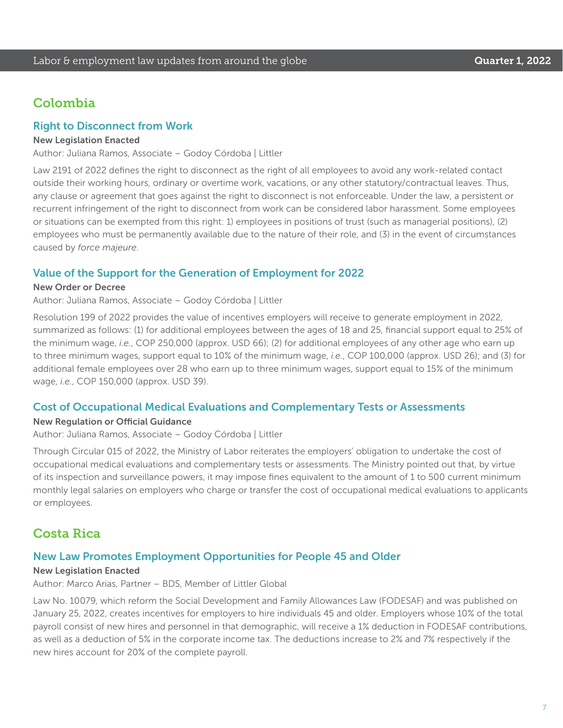## Colombia

### Right to Disconnect from Work

**New Legislation Enacted**

Author: Juliana Ramos, Associate – Godoy Córdoba | Littler

Law 2191 of 2022 defines the right to disconnect as the right of all employees to avoid any work-related contact outside their working hours, ordinary or overtime work, vacations, or any other statutory/contractual leaves. Thus, any clause or agreement that goes against the right to disconnect is not enforceable. Under the law, a persistent or recurrent infringement of the right to disconnect from work can be considered labor harassment. Some employees or situations can be exempted from this right: 1) employees in positions of trust (such as managerial positions), (2) employees who must be permanently available due to the nature of their role, and (3) in the event of circumstances caused by *force majeure*.

### Value of the Support for the Generation of Employment for 2022

**New Order or Decree**

Author: Juliana Ramos, Associate – Godoy Córdoba | Littler

Resolution 199 of 2022 provides the value of incentives employers will receive to generate employment in 2022, summarized as follows: (1) for additional employees between the ages of 18 and 25, financial support equal to 25% of the minimum wage, *i.e.*, COP 250,000 (approx. USD 66); (2) for additional employees of any other age who earn up to three minimum wages, support equal to 10% of the minimum wage, *i.e.*, COP 100,000 (approx. USD 26); and (3) for additional female employees over 28 who earn up to three minimum wages, support equal to 15% of the minimum wage, *i.e.*, COP 150,000 (approx. USD 39).

### Cost of Occupational Medical Evaluations and Complementary Tests or Assessments

**New Regulation or Official Guidance**

Author: Juliana Ramos, Associate – Godoy Córdoba | Littler

Through Circular 015 of 2022, the Ministry of Labor reiterates the employers' obligation to undertake the cost of occupational medical evaluations and complementary tests or assessments. The Ministry pointed out that, by virtue of its inspection and surveillance powers, it may impose fines equivalent to the amount of 1 to 500 current minimum monthly legal salaries on employers who charge or transfer the cost of occupational medical evaluations to applicants or employees.

## Costa Rica

### New Law Promotes Employment Opportunities for People 45 and Older

**New Legislation Enacted**

Author: Marco Arias, Partner – BDS, Member of Littler Global

Law No. 10079, which reform the Social Development and Family Allowances Law (FODESAF) and was published on January 25, 2022, creates incentives for employers to hire individuals 45 and older. Employers whose 10% of the total payroll consist of new hires and personnel in that demographic, will receive a 1% deduction in FODESAF contributions, as well as a deduction of 5% in the corporate income tax. The deductions increase to 2% and 7% respectively if the new hires account for 20% of the complete payroll.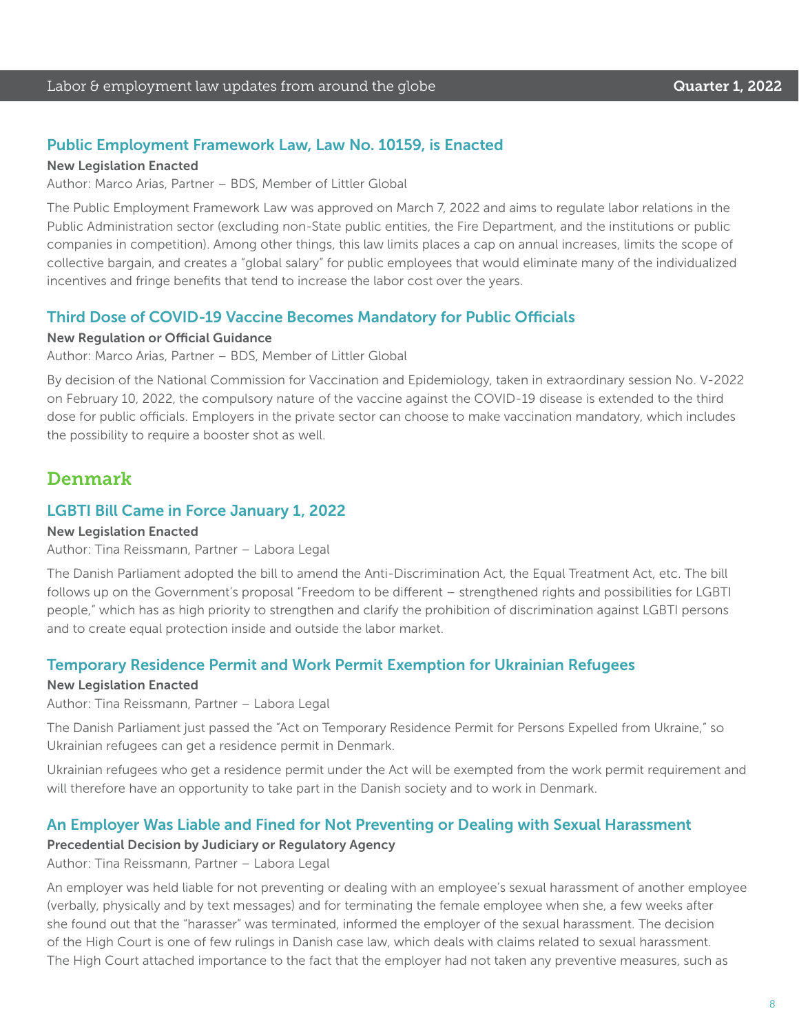### Public Employment Framework Law, Law No. 10159, is Enacted

**New Legislation Enacted**

Author: Marco Arias, Partner – BDS, Member of Littler Global

The Public Employment Framework Law was approved on March 7, 2022 and aims to regulate labor relations in the Public Administration sector (excluding non-State public entities, the Fire Department, and the institutions or public companies in competition). Among other things, this law limits places a cap on annual increases, limits the scope of collective bargain, and creates a "global salary" for public employees that would eliminate many of the individualized incentives and fringe benefits that tend to increase the labor cost over the years.

### Third Dose of COVID-19 Vaccine Becomes Mandatory for Public Officials

**New Regulation or Official Guidance**

Author: Marco Arias, Partner – BDS, Member of Littler Global

By decision of the National Commission for Vaccination and Epidemiology, taken in extraordinary session No. V-2022 on February 10, 2022, the compulsory nature of the vaccine against the COVID-19 disease is extended to the third dose for public officials. Employers in the private sector can choose to make vaccination mandatory, which includes the possibility to require a booster shot as well.

## Denmark

### LGBTI Bill Came in Force January 1, 2022

**New Legislation Enacted**

Author: Tina Reissmann, Partner – Labora Legal

The Danish Parliament adopted the bill to amend the Anti-Discrimination Act, the Equal Treatment Act, etc. The bill follows up on the Government's proposal "Freedom to be different – strengthened rights and possibilities for LGBTI people," which has as high priority to strengthen and clarify the prohibition of discrimination against LGBTI persons and to create equal protection inside and outside the labor market.

### Temporary Residence Permit and Work Permit Exemption for Ukrainian Refugees

**New Legislation Enacted**

Author: Tina Reissmann, Partner – Labora Legal

The Danish Parliament just passed the "Act on Temporary Residence Permit for Persons Expelled from Ukraine," so Ukrainian refugees can get a residence permit in Denmark.

Ukrainian refugees who get a residence permit under the Act will be exempted from the work permit requirement and will therefore have an opportunity to take part in the Danish society and to work in Denmark.

### An Employer Was Liable and Fined for Not Preventing or Dealing with Sexual Harassment

**Precedential Decision by Judiciary or Regulatory Agency**

Author: Tina Reissmann, Partner – Labora Legal

An employer was held liable for not preventing or dealing with an employee's sexual harassment of another employee (verbally, physically and by text messages) and for terminating the female employee when she, a few weeks after she found out that the "harasser" was terminated, informed the employer of the sexual harassment. The decision of the High Court is one of few rulings in Danish case law, which deals with claims related to sexual harassment. The High Court attached importance to the fact that the employer had not taken any preventive measures, such as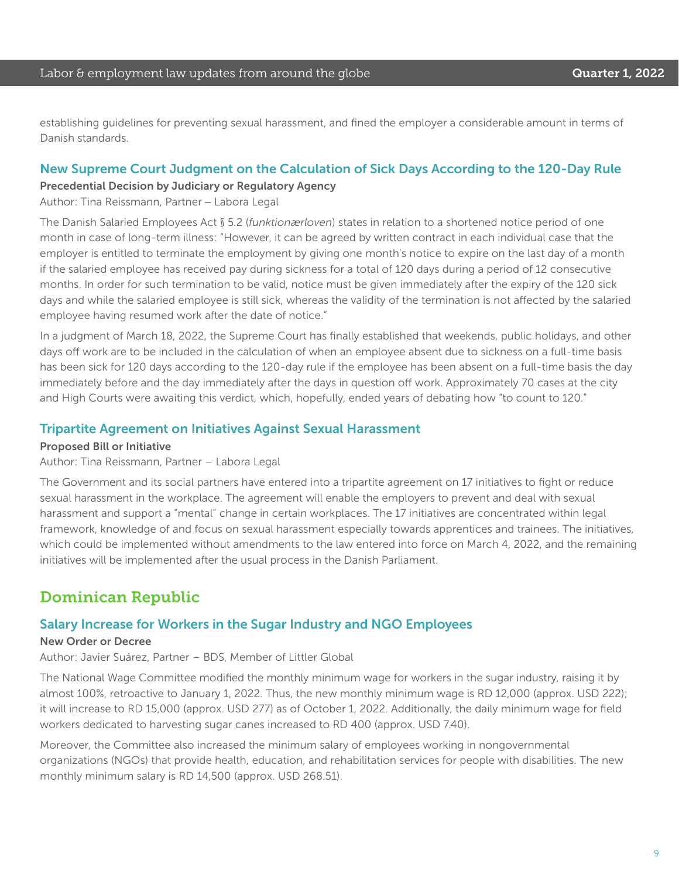establishing guidelines for preventing sexual harassment, and fined the employer a considerable amount in terms of Danish standards.

### New Supreme Court Judgment on the Calculation of Sick Days According to the 120-Day Rule

**Precedential Decision by Judiciary or Regulatory Agency**

Author: Tina Reissmann, Partner – Labora Legal

The Danish Salaried Employees Act § 5.2 (*funktionærloven*) states in relation to a shortened notice period of one month in case of long-term illness: "However, it can be agreed by written contract in each individual case that the employer is entitled to terminate the employment by giving one month's notice to expire on the last day of a month if the salaried employee has received pay during sickness for a total of 120 days during a period of 12 consecutive months. In order for such termination to be valid, notice must be given immediately after the expiry of the 120 sick days and while the salaried employee is still sick, whereas the validity of the termination is not affected by the salaried employee having resumed work after the date of notice."

In a judgment of March 18, 2022, the Supreme Court has finally established that weekends, public holidays, and other days off work are to be included in the calculation of when an employee absent due to sickness on a full-time basis has been sick for 120 days according to the 120-day rule if the employee has been absent on a full-time basis the day immediately before and the day immediately after the days in question off work. Approximately 70 cases at the city and High Courts were awaiting this verdict, which, hopefully, ended years of debating how "to count to 120."

### Tripartite Agreement on Initiatives Against Sexual Harassment

**Proposed Bill or Initiative**

Author: Tina Reissmann, Partner – Labora Legal

The Government and its social partners have entered into a tripartite agreement on 17 initiatives to fight or reduce sexual harassment in the workplace. The agreement will enable the employers to prevent and deal with sexual harassment and support a "mental" change in certain workplaces. The 17 initiatives are concentrated within legal framework, knowledge of and focus on sexual harassment especially towards apprentices and trainees. The initiatives, which could be implemented without amendments to the law entered into force on March 4, 2022, and the remaining initiatives will be implemented after the usual process in the Danish Parliament.

## Dominican Republic

### Salary Increase for Workers in the Sugar Industry and NGO Employees

**New Order or Decree**

Author: Javier Suárez, Partner – BDS, Member of Littler Global

The National Wage Committee modified the monthly minimum wage for workers in the sugar industry, raising it by almost 100%, retroactive to January 1, 2022. Thus, the new monthly minimum wage is RD 12,000 (approx. USD 222); it will increase to RD 15,000 (approx. USD 277) as of October 1, 2022. Additionally, the daily minimum wage for field workers dedicated to harvesting sugar canes increased to RD 400 (approx. USD 7.40).

Moreover, the Committee also increased the minimum salary of employees working in nongovernmental organizations (NGOs) that provide health, education, and rehabilitation services for people with disabilities. The new monthly minimum salary is RD 14,500 (approx. USD 268.51).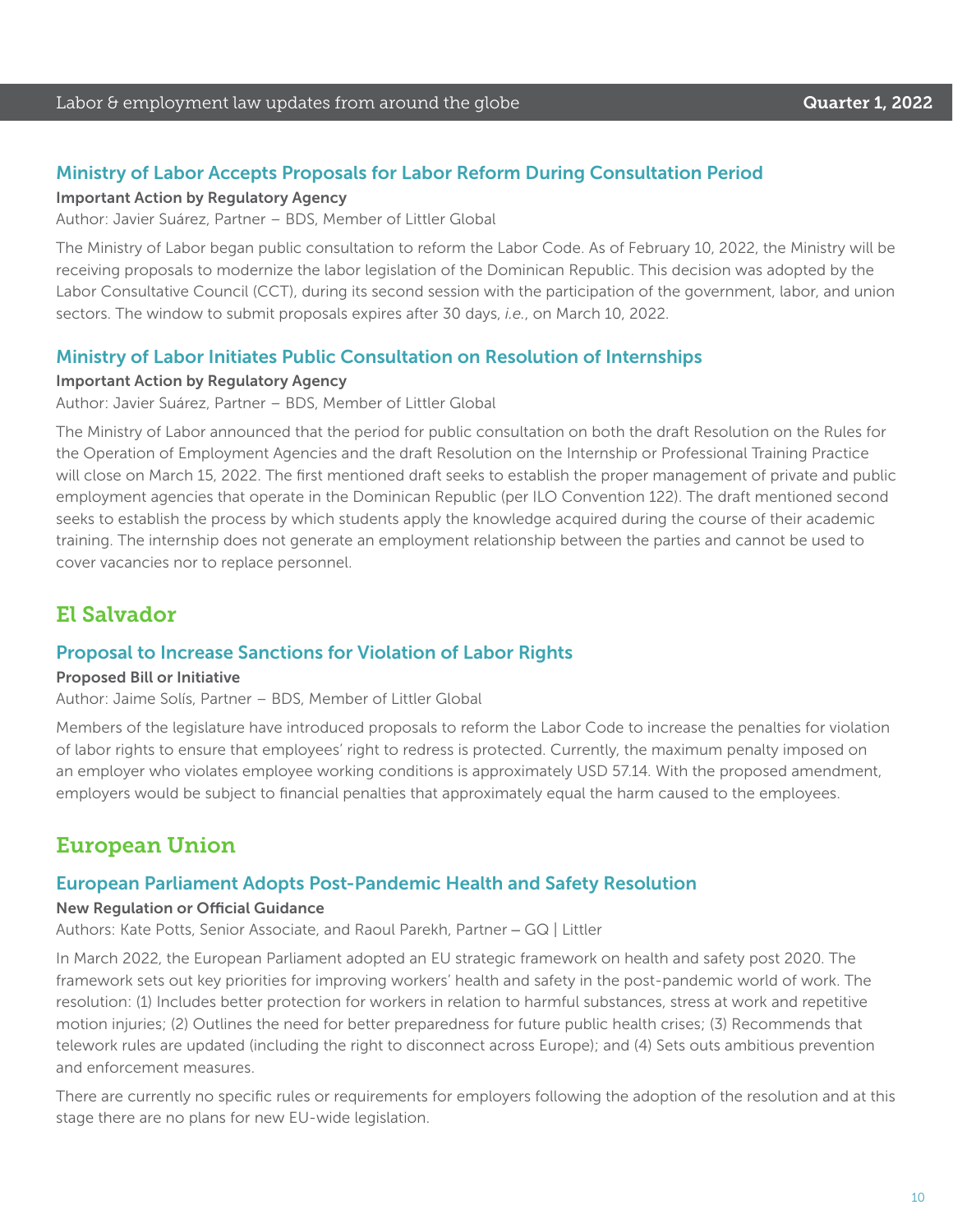### Ministry of Labor Accepts Proposals for Labor Reform During Consultation Period

**Important Action by Regulatory Agency**

Author: Javier Suárez, Partner – BDS, Member of Littler Global

The Ministry of Labor began public consultation to reform the Labor Code. As of February 10, 2022, the Ministry will be receiving proposals to modernize the labor legislation of the Dominican Republic. This decision was adopted by the Labor Consultative Council (CCT), during its second session with the participation of the government, labor, and union sectors. The window to submit proposals expires after 30 days, *i.e.*, on March 10, 2022.

### Ministry of Labor Initiates Public Consultation on Resolution of Internships

**Important Action by Regulatory Agency**

Author: Javier Suárez, Partner – BDS, Member of Littler Global

The Ministry of Labor announced that the period for public consultation on both the draft Resolution on the Rules for the Operation of Employment Agencies and the draft Resolution on the Internship or Professional Training Practice will close on March 15, 2022. The first mentioned draft seeks to establish the proper management of private and public employment agencies that operate in the Dominican Republic (per ILO Convention 122). The draft mentioned second seeks to establish the process by which students apply the knowledge acquired during the course of their academic training. The internship does not generate an employment relationship between the parties and cannot be used to cover vacancies nor to replace personnel.

## El Salvador

### Proposal to Increase Sanctions for Violation of Labor Rights

**Proposed Bill or Initiative**

Author: Jaime Solís, Partner – BDS, Member of Littler Global

Members of the legislature have introduced proposals to reform the Labor Code to increase the penalties for violation of labor rights to ensure that employees' right to redress is protected. Currently, the maximum penalty imposed on an employer who violates employee working conditions is approximately USD 57.14. With the proposed amendment, employers would be subject to financial penalties that approximately equal the harm caused to the employees.

## European Union

### European Parliament Adopts Post-Pandemic Health and Safety Resolution

**New Regulation or Official Guidance**

Authors: Kate Potts, Senior Associate, and Raoul Parekh, Partner – GQ | Littler

In March 2022, the European Parliament adopted an EU strategic framework on health and safety post 2020. The framework sets out key priorities for improving workers' health and safety in the post-pandemic world of work. The resolution: (1) Includes better protection for workers in relation to harmful substances, stress at work and repetitive motion injuries; (2) Outlines the need for better preparedness for future public health crises; (3) Recommends that telework rules are updated (including the right to disconnect across Europe); and (4) Sets outs ambitious prevention and enforcement measures.

There are currently no specific rules or requirements for employers following the adoption of the resolution and at this stage there are no plans for new EU-wide legislation.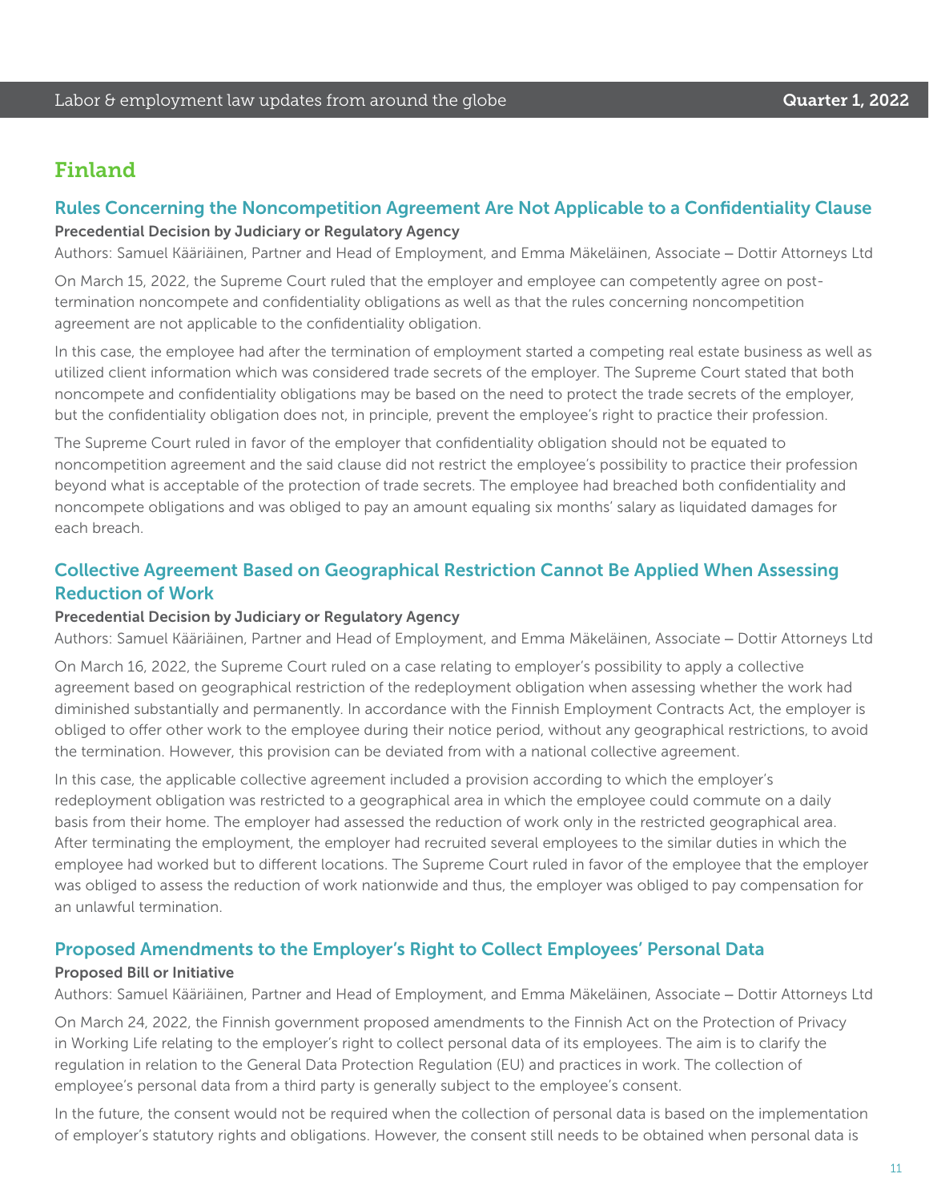## Finland

### Rules Concerning the Noncompetition Agreement Are Not Applicable to a Confidentiality Clause

**Precedential Decision by Judiciary or Regulatory Agency**

Authors: Samuel Kääriäinen, Partner and Head of Employment, and Emma Mäkeläinen, Associate – Dottir Attorneys Ltd

On March 15, 2022, the Supreme Court ruled that the employer and employee can competently agree on post-termination noncompete and confidentiality obligations as well as that the rules concerning noncompetition agreement are not applicable to the confidentiality obligation.

In this case, the employee had after the termination of employment started a competing real estate business as well as utilized client information which was considered trade secrets of the employer. The Supreme Court stated that both noncompete and confidentiality obligations may be based on the need to protect the trade secrets of the employer, but the confidentiality obligation does not, in principle, prevent the employee's right to practice their profession.

The Supreme Court ruled in favor of the employer that confidentiality obligation should not be equated to noncompetition agreement and the said clause did not restrict the employee's possibility to practice their profession beyond what is acceptable of the protection of trade secrets. The employee had breached both confidentiality and noncompete obligations and was obliged to pay an amount equaling six months' salary as liquidated damages for each breach.

### Collective Agreement Based on Geographical Restriction Cannot Be Applied When Assessing Reduction of Work

**Precedential Decision by Judiciary or Regulatory Agency**

Authors: Samuel Kääriäinen, Partner and Head of Employment, and Emma Mäkeläinen, Associate – Dottir Attorneys Ltd

On March 16, 2022, the Supreme Court ruled on a case relating to employer's possibility to apply a collective agreement based on geographical restriction of the redeployment obligation when assessing whether the work had diminished substantially and permanently. In accordance with the Finnish Employment Contracts Act, the employer is obliged to offer other work to the employee during their notice period, without any geographical restrictions, to avoid the termination. However, this provision can be deviated from with a national collective agreement.

In this case, the applicable collective agreement included a provision according to which the employer's redeployment obligation was restricted to a geographical area in which the employee could commute on a daily basis from their home. The employer had assessed the reduction of work only in the restricted geographical area. After terminating the employment, the employer had recruited several employees to the similar duties in which the employee had worked but to different locations. The Supreme Court ruled in favor of the employee that the employer was obliged to assess the reduction of work nationwide and thus, the employer was obliged to pay compensation for an unlawful termination.

### Proposed Amendments to the Employer's Right to Collect Employees' Personal Data

**Proposed Bill or Initiative**

Authors: Samuel Kääriäinen, Partner and Head of Employment, and Emma Mäkeläinen, Associate – Dottir Attorneys Ltd

On March 24, 2022, the Finnish government proposed amendments to the Finnish Act on the Protection of Privacy in Working Life relating to the employer's right to collect personal data of its employees. The aim is to clarify the regulation in relation to the General Data Protection Regulation (EU) and practices in work. The collection of employee's personal data from a third party is generally subject to the employee's consent.

In the future, the consent would not be required when the collection of personal data is based on the implementation of employer's statutory rights and obligations. However, the consent still needs to be obtained when personal data is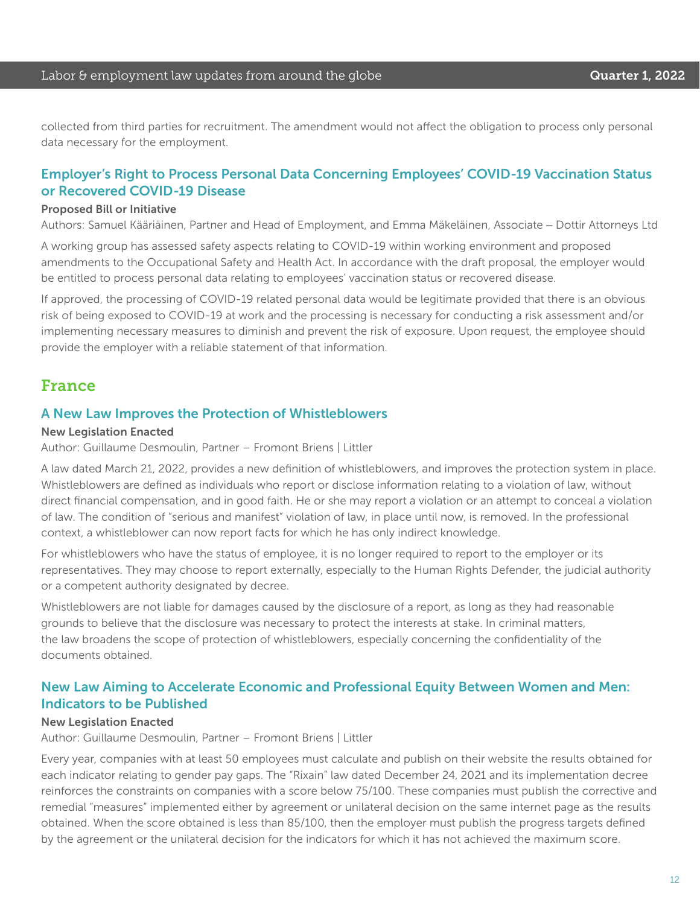collected from third parties for recruitment. The amendment would not affect the obligation to process only personal data necessary for the employment.

### Employer's Right to Process Personal Data Concerning Employees' COVID-19 Vaccination Status or Recovered COVID-19 Disease

**Proposed Bill or Initiative**

Authors: Samuel Kääriäinen, Partner and Head of Employment, and Emma Mäkeläinen, Associate – Dottir Attorneys Ltd

A working group has assessed safety aspects relating to COVID-19 within working environment and proposed amendments to the Occupational Safety and Health Act. In accordance with the draft proposal, the employer would be entitled to process personal data relating to employees' vaccination status or recovered disease.

If approved, the processing of COVID-19 related personal data would be legitimate provided that there is an obvious risk of being exposed to COVID-19 at work and the processing is necessary for conducting a risk assessment and/or implementing necessary measures to diminish and prevent the risk of exposure. Upon request, the employee should provide the employer with a reliable statement of that information.

## France

### A New Law Improves the Protection of Whistleblowers

**New Legislation Enacted**

Author: Guillaume Desmoulin, Partner – Fromont Briens | Littler

A law dated March 21, 2022, provides a new definition of whistleblowers, and improves the protection system in place. Whistleblowers are defined as individuals who report or disclose information relating to a violation of law, without direct financial compensation, and in good faith. He or she may report a violation or an attempt to conceal a violation of law. The condition of "serious and manifest" violation of law, in place until now, is removed. In the professional context, a whistleblower can now report facts for which he has only indirect knowledge.

For whistleblowers who have the status of employee, it is no longer required to report to the employer or its representatives. They may choose to report externally, especially to the Human Rights Defender, the judicial authority or a competent authority designated by decree.

Whistleblowers are not liable for damages caused by the disclosure of a report, as long as they had reasonable grounds to believe that the disclosure was necessary to protect the interests at stake. In criminal matters, the law broadens the scope of protection of whistleblowers, especially concerning the confidentiality of the documents obtained.

### New Law Aiming to Accelerate Economic and Professional Equity Between Women and Men: Indicators to be Published

**New Legislation Enacted**

Author: Guillaume Desmoulin, Partner – Fromont Briens | Littler

Every year, companies with at least 50 employees must calculate and publish on their website the results obtained for each indicator relating to gender pay gaps. The "Rixain" law dated December 24, 2021 and its implementation decree reinforces the constraints on companies with a score below 75/100. These companies must publish the corrective and remedial "measures" implemented either by agreement or unilateral decision on the same internet page as the results obtained. When the score obtained is less than 85/100, then the employer must publish the progress targets defined by the agreement or the unilateral decision for the indicators for which it has not achieved the maximum score.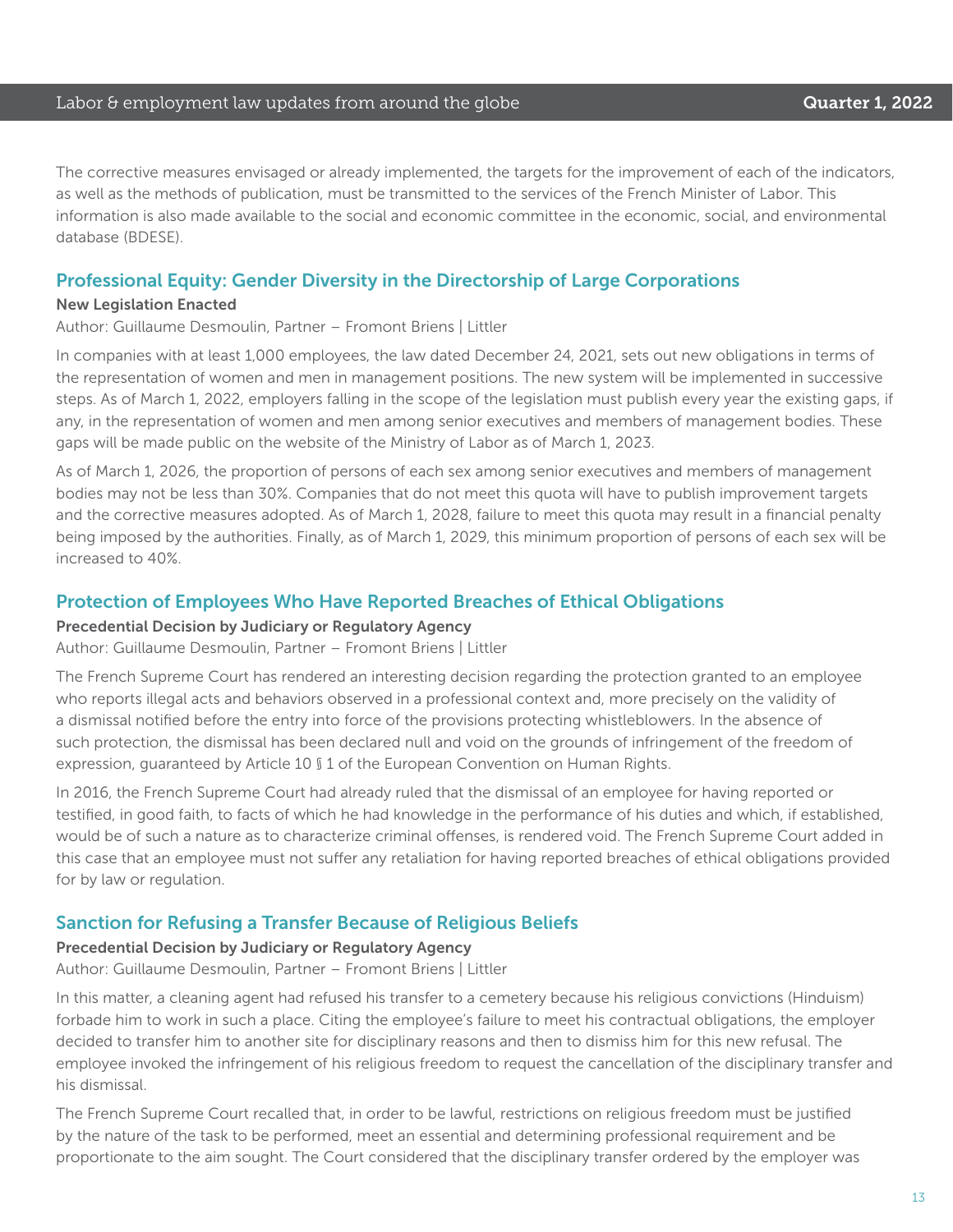The corrective measures envisaged or already implemented, the targets for the improvement of each of the indicators, as well as the methods of publication, must be transmitted to the services of the French Minister of Labor. This information is also made available to the social and economic committee in the economic, social, and environmental database (BDESE).

## Professional Equity: Gender Diversity in the Directorship of Large Corporations

**New Legislation Enacted**

Author: Guillaume Desmoulin, Partner – Fromont Briens | Littler

In companies with at least 1,000 employees, the law dated December 24, 2021, sets out new obligations in terms of the representation of women and men in management positions. The new system will be implemented in successive steps. As of March 1, 2022, employers falling in the scope of the legislation must publish every year the existing gaps, if any, in the representation of women and men among senior executives and members of management bodies. These gaps will be made public on the website of the Ministry of Labor as of March 1, 2023.

As of March 1, 2026, the proportion of persons of each sex among senior executives and members of management bodies may not be less than 30%. Companies that do not meet this quota will have to publish improvement targets and the corrective measures adopted. As of March 1, 2028, failure to meet this quota may result in a financial penalty being imposed by the authorities. Finally, as of March 1, 2029, this minimum proportion of persons of each sex will be increased to 40%.

## Protection of Employees Who Have Reported Breaches of Ethical Obligations

**Precedential Decision by Judiciary or Regulatory Agency**

Author: Guillaume Desmoulin, Partner – Fromont Briens | Littler

The French Supreme Court has rendered an interesting decision regarding the protection granted to an employee who reports illegal acts and behaviors observed in a professional context and, more precisely on the validity of a dismissal notified before the entry into force of the provisions protecting whistleblowers. In the absence of such protection, the dismissal has been declared null and void on the grounds of infringement of the freedom of expression, guaranteed by Article 10 § 1 of the European Convention on Human Rights.

In 2016, the French Supreme Court had already ruled that the dismissal of an employee for having reported or testified, in good faith, to facts of which he had knowledge in the performance of his duties and which, if established, would be of such a nature as to characterize criminal offenses, is rendered void. The French Supreme Court added in this case that an employee must not suffer any retaliation for having reported breaches of ethical obligations provided for by law or regulation.

## Sanction for Refusing a Transfer Because of Religious Beliefs

**Precedential Decision by Judiciary or Regulatory Agency**

Author: Guillaume Desmoulin, Partner – Fromont Briens | Littler

In this matter, a cleaning agent had refused his transfer to a cemetery because his religious convictions (Hinduism) forbade him to work in such a place. Citing the employee's failure to meet his contractual obligations, the employer decided to transfer him to another site for disciplinary reasons and then to dismiss him for this new refusal. The employee invoked the infringement of his religious freedom to request the cancellation of the disciplinary transfer and his dismissal.

The French Supreme Court recalled that, in order to be lawful, restrictions on religious freedom must be justified by the nature of the task to be performed, meet an essential and determining professional requirement and be proportionate to the aim sought. The Court considered that the disciplinary transfer ordered by the employer was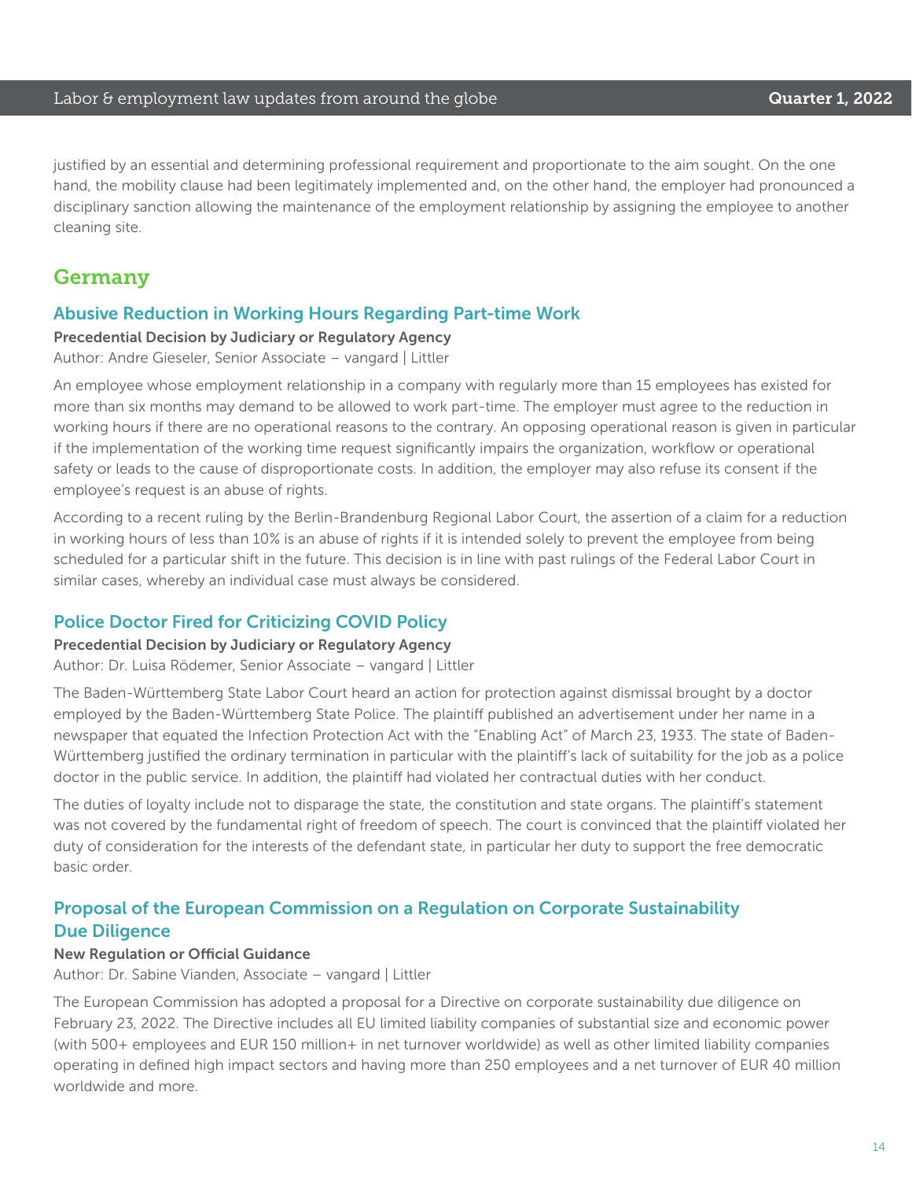justified by an essential and determining professional requirement and proportionate to the aim sought. On the one hand, the mobility clause had been legitimately implemented and, on the other hand, the employer had pronounced a disciplinary sanction allowing the maintenance of the employment relationship by assigning the employee to another cleaning site.

## Germany

### Abusive Reduction in Working Hours Regarding Part-time Work

**Precedential Decision by Judiciary or Regulatory Agency**

Author: Andre Gieseler, Senior Associate – vangard | Littler

An employee whose employment relationship in a company with regularly more than 15 employees has existed for more than six months may demand to be allowed to work part-time. The employer must agree to the reduction in working hours if there are no operational reasons to the contrary. An opposing operational reason is given in particular if the implementation of the working time request significantly impairs the organization, workflow or operational safety or leads to the cause of disproportionate costs. In addition, the employer may also refuse its consent if the employee's request is an abuse of rights.

According to a recent ruling by the Berlin-Brandenburg Regional Labor Court, the assertion of a claim for a reduction in working hours of less than 10% is an abuse of rights if it is intended solely to prevent the employee from being scheduled for a particular shift in the future. This decision is in line with past rulings of the Federal Labor Court in similar cases, whereby an individual case must always be considered.

### Police Doctor Fired for Criticizing COVID Policy

**Precedential Decision by Judiciary or Regulatory Agency**

Author: Dr. Luisa Rödemer, Senior Associate – vangard | Littler

The Baden-Württemberg State Labor Court heard an action for protection against dismissal brought by a doctor employed by the Baden-Württemberg State Police. The plaintiff published an advertisement under her name in a newspaper that equated the Infection Protection Act with the "Enabling Act" of March 23, 1933. The state of Baden-Württemberg justified the ordinary termination in particular with the plaintiff's lack of suitability for the job as a police doctor in the public service. In addition, the plaintiff had violated her contractual duties with her conduct.

The duties of loyalty include not to disparage the state, the constitution and state organs. The plaintiff's statement was not covered by the fundamental right of freedom of speech. The court is convinced that the plaintiff violated her duty of consideration for the interests of the defendant state, in particular her duty to support the free democratic basic order.

### Proposal of the European Commission on a Regulation on Corporate Sustainability Due Diligence

**New Regulation or Official Guidance**

Author: Dr. Sabine Vianden, Associate – vangard | Littler

The European Commission has adopted a proposal for a Directive on corporate sustainability due diligence on February 23, 2022. The Directive includes all EU limited liability companies of substantial size and economic power (with 500+ employees and EUR 150 million+ in net turnover worldwide) as well as other limited liability companies operating in defined high impact sectors and having more than 250 employees and a net turnover of EUR 40 million worldwide and more.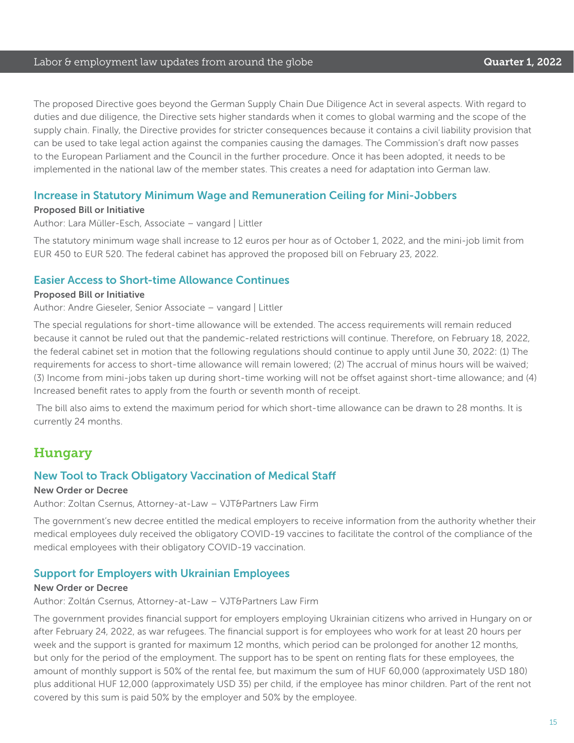The proposed Directive goes beyond the German Supply Chain Due Diligence Act in several aspects. With regard to duties and due diligence, the Directive sets higher standards when it comes to global warming and the scope of the supply chain. Finally, the Directive provides for stricter consequences because it contains a civil liability provision that can be used to take legal action against the companies causing the damages. The Commission's draft now passes to the European Parliament and the Council in the further procedure. Once it has been adopted, it needs to be implemented in the national law of the member states. This creates a need for adaptation into German law.

### Increase in Statutory Minimum Wage and Remuneration Ceiling for Mini-Jobbers

**Proposed Bill or Initiative**

Author: Lara Müller-Esch, Associate – vangard | Littler

The statutory minimum wage shall increase to 12 euros per hour as of October 1, 2022, and the mini-job limit from EUR 450 to EUR 520. The federal cabinet has approved the proposed bill on February 23, 2022.

### Easier Access to Short-time Allowance Continues

**Proposed Bill or Initiative**

Author: Andre Gieseler, Senior Associate – vangard | Littler

The special regulations for short-time allowance will be extended. The access requirements will remain reduced because it cannot be ruled out that the pandemic-related restrictions will continue. Therefore, on February 18, 2022, the federal cabinet set in motion that the following regulations should continue to apply until June 30, 2022: (1) The requirements for access to short-time allowance will remain lowered; (2) The accrual of minus hours will be waived; (3) Income from mini-jobs taken up during short-time working will not be offset against short-time allowance; and (4) Increased benefit rates to apply from the fourth or seventh month of receipt.

The bill also aims to extend the maximum period for which short-time allowance can be drawn to 28 months. It is currently 24 months.

## Hungary

### New Tool to Track Obligatory Vaccination of Medical Staff

**New Order or Decree**

Author: Zoltan Csernus, Attorney-at-Law – VJT&Partners Law Firm

The government's new decree entitled the medical employers to receive information from the authority whether their medical employees duly received the obligatory COVID-19 vaccines to facilitate the control of the compliance of the medical employees with their obligatory COVID-19 vaccination.

### Support for Employers with Ukrainian Employees

**New Order or Decree**

Author: Zoltán Csernus, Attorney-at-Law – VJT&Partners Law Firm

The government provides financial support for employers employing Ukrainian citizens who arrived in Hungary on or after February 24, 2022, as war refugees. The financial support is for employees who work for at least 20 hours per week and the support is granted for maximum 12 months, which period can be prolonged for another 12 months, but only for the period of the employment. The support has to be spent on renting flats for these employees, the amount of monthly support is 50% of the rental fee, but maximum the sum of HUF 60,000 (approximately USD 180) plus additional HUF 12,000 (approximately USD 35) per child, if the employee has minor children. Part of the rent not covered by this sum is paid 50% by the employer and 50% by the employee.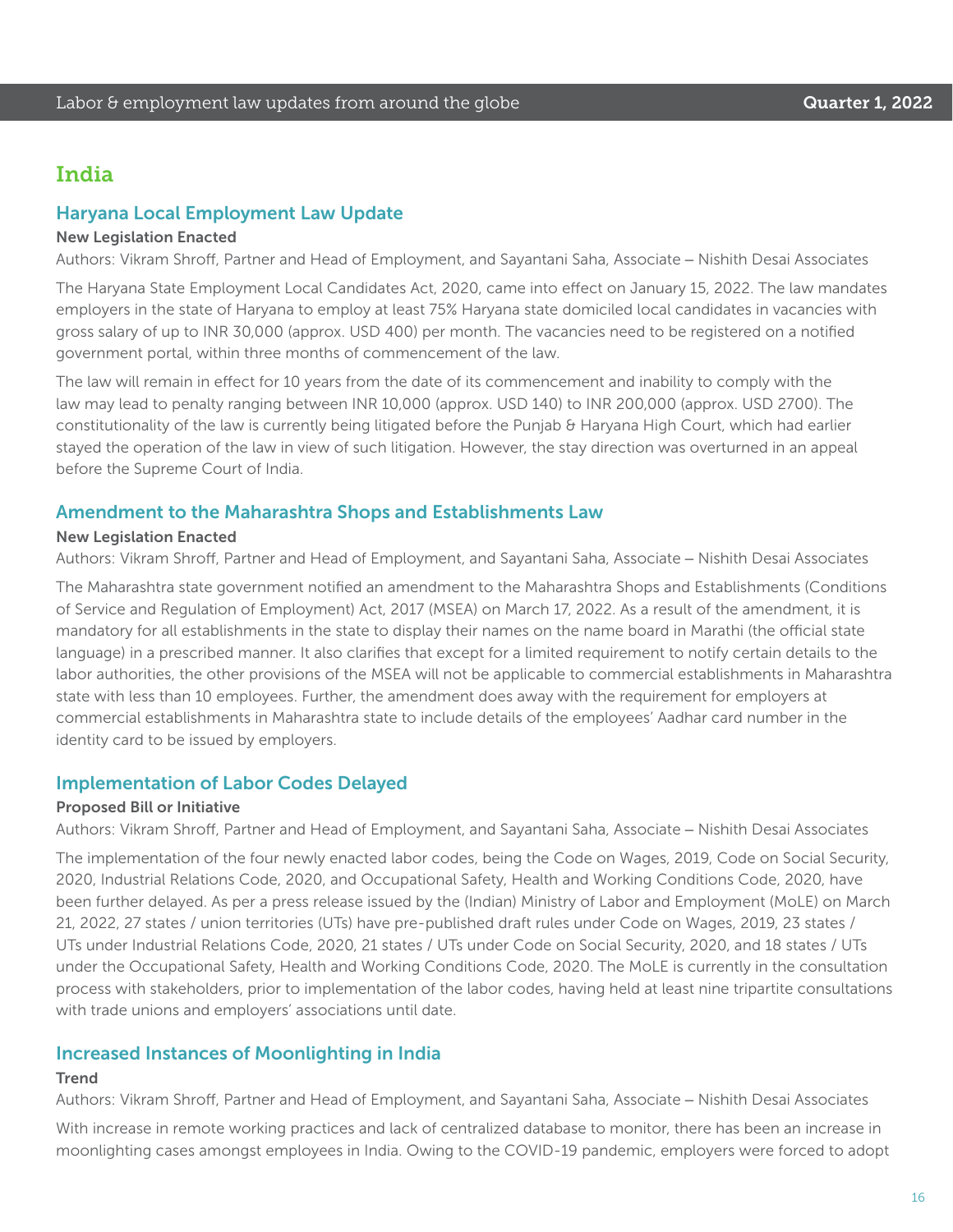# India

## Haryana Local Employment Law Update

**New Legislation Enacted**

Authors: Vikram Shroff, Partner and Head of Employment, and Sayantani Saha, Associate – Nishith Desai Associates

The Haryana State Employment Local Candidates Act, 2020, came into effect on January 15, 2022. The law mandates employers in the state of Haryana to employ at least 75% Haryana state domiciled local candidates in vacancies with gross salary of up to INR 30,000 (approx. USD 400) per month. The vacancies need to be registered on a notified government portal, within three months of commencement of the law.

The law will remain in effect for 10 years from the date of its commencement and inability to comply with the law may lead to penalty ranging between INR 10,000 (approx. USD 140) to INR 200,000 (approx. USD 2700). The constitutionality of the law is currently being litigated before the Punjab & Haryana High Court, which had earlier stayed the operation of the law in view of such litigation. However, the stay direction was overturned in an appeal before the Supreme Court of India.

## Amendment to the Maharashtra Shops and Establishments Law

**New Legislation Enacted**

Authors: Vikram Shroff, Partner and Head of Employment, and Sayantani Saha, Associate – Nishith Desai Associates

The Maharashtra state government notified an amendment to the Maharashtra Shops and Establishments (Conditions of Service and Regulation of Employment) Act, 2017 (MSEA) on March 17, 2022. As a result of the amendment, it is mandatory for all establishments in the state to display their names on the name board in Marathi (the official state language) in a prescribed manner. It also clarifies that except for a limited requirement to notify certain details to the labor authorities, the other provisions of the MSEA will not be applicable to commercial establishments in Maharashtra state with less than 10 employees. Further, the amendment does away with the requirement for employers at commercial establishments in Maharashtra state to include details of the employees' Aadhar card number in the identity card to be issued by employers.

## Implementation of Labor Codes Delayed

**Proposed Bill or Initiative**

Authors: Vikram Shroff, Partner and Head of Employment, and Sayantani Saha, Associate – Nishith Desai Associates

The implementation of the four newly enacted labor codes, being the Code on Wages, 2019, Code on Social Security, 2020, Industrial Relations Code, 2020, and Occupational Safety, Health and Working Conditions Code, 2020, have been further delayed. As per a press release issued by the (Indian) Ministry of Labor and Employment (MoLE) on March 21, 2022, 27 states / union territories (UTs) have pre-published draft rules under Code on Wages, 2019, 23 states / UTs under Industrial Relations Code, 2020, 21 states / UTs under Code on Social Security, 2020, and 18 states / UTs under the Occupational Safety, Health and Working Conditions Code, 2020. The MoLE is currently in the consultation process with stakeholders, prior to implementation of the labor codes, having held at least nine tripartite consultations with trade unions and employers' associations until date.

## Increased Instances of Moonlighting in India

**Trend**

Authors: Vikram Shroff, Partner and Head of Employment, and Sayantani Saha, Associate – Nishith Desai Associates

With increase in remote working practices and lack of centralized database to monitor, there has been an increase in moonlighting cases amongst employees in India. Owing to the COVID-19 pandemic, employers were forced to adopt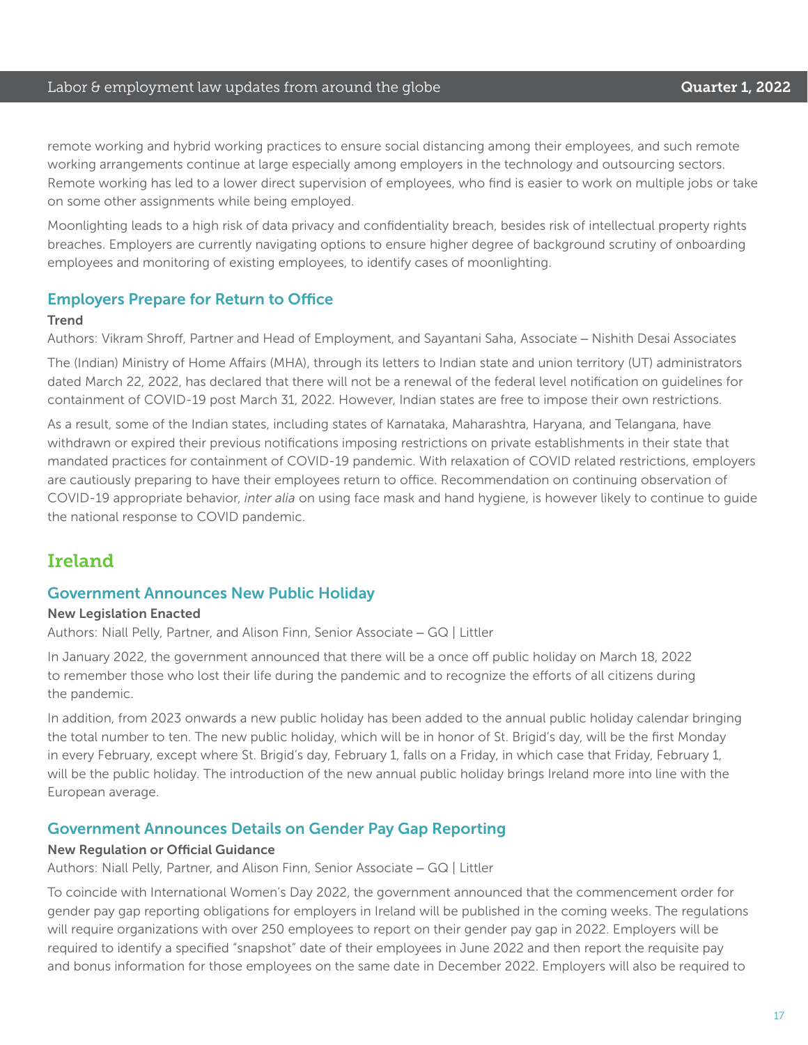remote working and hybrid working practices to ensure social distancing among their employees, and such remote working arrangements continue at large especially among employers in the technology and outsourcing sectors. Remote working has led to a lower direct supervision of employees, who find is easier to work on multiple jobs or take on some other assignments while being employed.

Moonlighting leads to a high risk of data privacy and confidentiality breach, besides risk of intellectual property rights breaches. Employers are currently navigating options to ensure higher degree of background scrutiny of onboarding employees and monitoring of existing employees, to identify cases of moonlighting.

### Employers Prepare for Return to Office

**Trend**

Authors: Vikram Shroff, Partner and Head of Employment, and Sayantani Saha, Associate – Nishith Desai Associates

The (Indian) Ministry of Home Affairs (MHA), through its letters to Indian state and union territory (UT) administrators dated March 22, 2022, has declared that there will not be a renewal of the federal level notification on guidelines for containment of COVID-19 post March 31, 2022. However, Indian states are free to impose their own restrictions.

As a result, some of the Indian states, including states of Karnataka, Maharashtra, Haryana, and Telangana, have withdrawn or expired their previous notifications imposing restrictions on private establishments in their state that mandated practices for containment of COVID-19 pandemic. With relaxation of COVID related restrictions, employers are cautiously preparing to have their employees return to office. Recommendation on continuing observation of COVID-19 appropriate behavior, *inter alia* on using face mask and hand hygiene, is however likely to continue to guide the national response to COVID pandemic.

## Ireland

### Government Announces New Public Holiday

**New Legislation Enacted**

Authors: Niall Pelly, Partner, and Alison Finn, Senior Associate – GQ | Littler

In January 2022, the government announced that there will be a once off public holiday on March 18, 2022 to remember those who lost their life during the pandemic and to recognize the efforts of all citizens during the pandemic.

In addition, from 2023 onwards a new public holiday has been added to the annual public holiday calendar bringing the total number to ten. The new public holiday, which will be in honor of St. Brigid's day, will be the first Monday in every February, except where St. Brigid's day, February 1, falls on a Friday, in which case that Friday, February 1, will be the public holiday. The introduction of the new annual public holiday brings Ireland more into line with the European average.

### Government Announces Details on Gender Pay Gap Reporting

**New Regulation or Official Guidance**

Authors: Niall Pelly, Partner, and Alison Finn, Senior Associate – GQ | Littler

To coincide with International Women's Day 2022, the government announced that the commencement order for gender pay gap reporting obligations for employers in Ireland will be published in the coming weeks. The regulations will require organizations with over 250 employees to report on their gender pay gap in 2022. Employers will be required to identify a specified "snapshot" date of their employees in June 2022 and then report the requisite pay and bonus information for those employees on the same date in December 2022. Employers will also be required to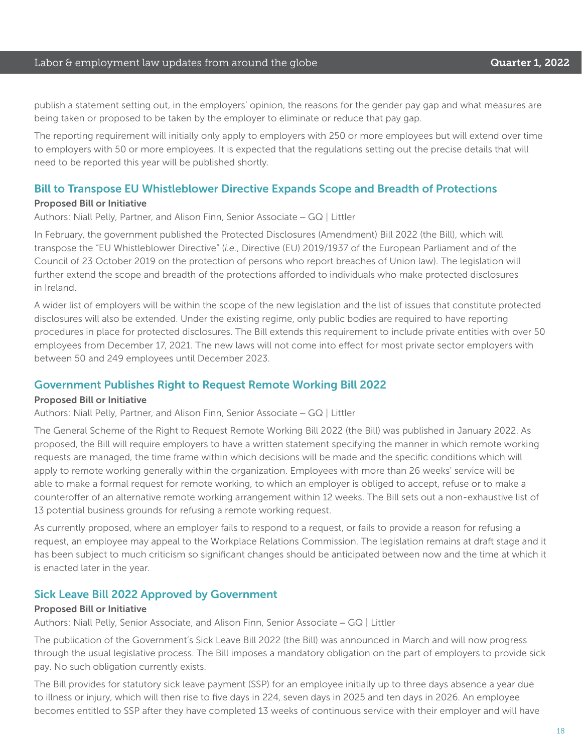publish a statement setting out, in the employers' opinion, the reasons for the gender pay gap and what measures are being taken or proposed to be taken by the employer to eliminate or reduce that pay gap.

The reporting requirement will initially only apply to employers with 250 or more employees but will extend over time to employers with 50 or more employees. It is expected that the regulations setting out the precise details that will need to be reported this year will be published shortly.

## Bill to Transpose EU Whistleblower Directive Expands Scope and Breadth of Protections

**Proposed Bill or Initiative**

Authors: Niall Pelly, Partner, and Alison Finn, Senior Associate – GQ | Littler

In February, the government published the Protected Disclosures (Amendment) Bill 2022 (the Bill), which will transpose the "EU Whistleblower Directive" (*i.e.*, Directive (EU) 2019/1937 of the European Parliament and of the Council of 23 October 2019 on the protection of persons who report breaches of Union law). The legislation will further extend the scope and breadth of the protections afforded to individuals who make protected disclosures in Ireland.

A wider list of employers will be within the scope of the new legislation and the list of issues that constitute protected disclosures will also be extended. Under the existing regime, only public bodies are required to have reporting procedures in place for protected disclosures. The Bill extends this requirement to include private entities with over 50 employees from December 17, 2021. The new laws will not come into effect for most private sector employers with between 50 and 249 employees until December 2023.

## Government Publishes Right to Request Remote Working Bill 2022

**Proposed Bill or Initiative**

Authors: Niall Pelly, Partner, and Alison Finn, Senior Associate – GQ | Littler

The General Scheme of the Right to Request Remote Working Bill 2022 (the Bill) was published in January 2022. As proposed, the Bill will require employers to have a written statement specifying the manner in which remote working requests are managed, the time frame within which decisions will be made and the specific conditions which will apply to remote working generally within the organization. Employees with more than 26 weeks' service will be able to make a formal request for remote working, to which an employer is obliged to accept, refuse or to make a counteroffer of an alternative remote working arrangement within 12 weeks. The Bill sets out a non-exhaustive list of 13 potential business grounds for refusing a remote working request.

As currently proposed, where an employer fails to respond to a request, or fails to provide a reason for refusing a request, an employee may appeal to the Workplace Relations Commission. The legislation remains at draft stage and it has been subject to much criticism so significant changes should be anticipated between now and the time at which it is enacted later in the year.

## Sick Leave Bill 2022 Approved by Government

**Proposed Bill or Initiative**

Authors: Niall Pelly, Senior Associate, and Alison Finn, Senior Associate – GQ | Littler

The publication of the Government's Sick Leave Bill 2022 (the Bill) was announced in March and will now progress through the usual legislative process. The Bill imposes a mandatory obligation on the part of employers to provide sick pay. No such obligation currently exists.

The Bill provides for statutory sick leave payment (SSP) for an employee initially up to three days absence a year due to illness or injury, which will then rise to five days in 224, seven days in 2025 and ten days in 2026. An employee becomes entitled to SSP after they have completed 13 weeks of continuous service with their employer and will have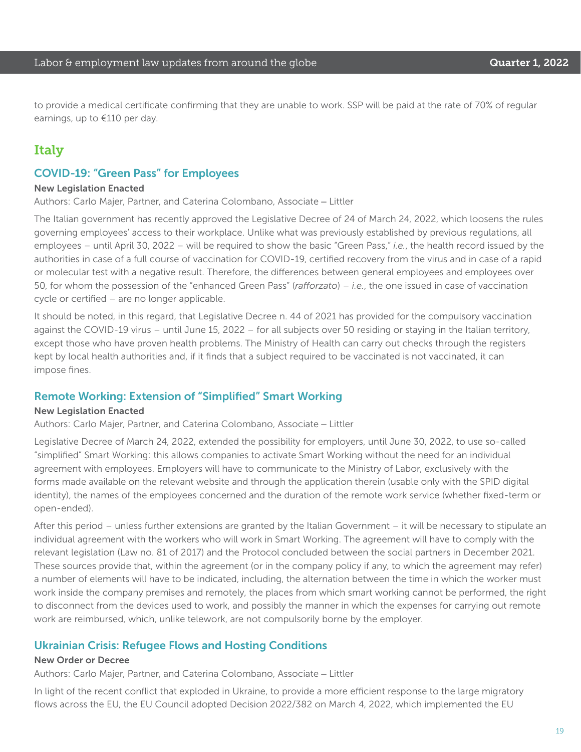to provide a medical certificate confirming that they are unable to work. SSP will be paid at the rate of 70% of regular earnings, up to €110 per day.

## Italy

### COVID-19: "Green Pass" for Employees

**New Legislation Enacted**

Authors: Carlo Majer, Partner, and Caterina Colombano, Associate – Littler

The Italian government has recently approved the Legislative Decree of 24 of March 24, 2022, which loosens the rules governing employees' access to their workplace. Unlike what was previously established by previous regulations, all employees – until April 30, 2022 – will be required to show the basic "Green Pass," *i.e.*, the health record issued by the authorities in case of a full course of vaccination for COVID-19, certified recovery from the virus and in case of a rapid or molecular test with a negative result. Therefore, the differences between general employees and employees over 50, for whom the possession of the "enhanced Green Pass" (*rafforzato*) – *i.e.*, the one issued in case of vaccination cycle or certified – are no longer applicable.

It should be noted, in this regard, that Legislative Decree n. 44 of 2021 has provided for the compulsory vaccination against the COVID-19 virus – until June 15, 2022 – for all subjects over 50 residing or staying in the Italian territory, except those who have proven health problems. The Ministry of Health can carry out checks through the registers kept by local health authorities and, if it finds that a subject required to be vaccinated is not vaccinated, it can impose fines.

### Remote Working: Extension of "Simplified" Smart Working

**New Legislation Enacted**

Authors: Carlo Majer, Partner, and Caterina Colombano, Associate – Littler

Legislative Decree of March 24, 2022, extended the possibility for employers, until June 30, 2022, to use so-called "simplified" Smart Working: this allows companies to activate Smart Working without the need for an individual agreement with employees. Employers will have to communicate to the Ministry of Labor, exclusively with the forms made available on the relevant website and through the application therein (usable only with the SPID digital identity), the names of the employees concerned and the duration of the remote work service (whether fixed-term or open-ended).

After this period – unless further extensions are granted by the Italian Government – it will be necessary to stipulate an individual agreement with the workers who will work in Smart Working. The agreement will have to comply with the relevant legislation (Law no. 81 of 2017) and the Protocol concluded between the social partners in December 2021. These sources provide that, within the agreement (or in the company policy if any, to which the agreement may refer) a number of elements will have to be indicated, including, the alternation between the time in which the worker must work inside the company premises and remotely, the places from which smart working cannot be performed, the right to disconnect from the devices used to work, and possibly the manner in which the expenses for carrying out remote work are reimbursed, which, unlike telework, are not compulsorily borne by the employer.

### Ukrainian Crisis: Refugee Flows and Hosting Conditions

**New Order or Decree**

Authors: Carlo Majer, Partner, and Caterina Colombano, Associate – Littler

In light of the recent conflict that exploded in Ukraine, to provide a more efficient response to the large migratory flows across the EU, the EU Council adopted Decision 2022/382 on March 4, 2022, which implemented the EU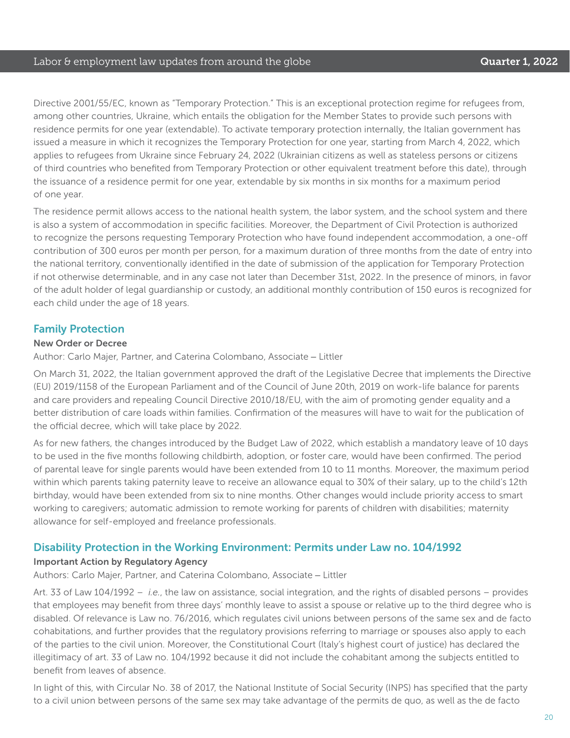Directive 2001/55/EC, known as "Temporary Protection." This is an exceptional protection regime for refugees from, among other countries, Ukraine, which entails the obligation for the Member States to provide such persons with residence permits for one year (extendable). To activate temporary protection internally, the Italian government has issued a measure in which it recognizes the Temporary Protection for one year, starting from March 4, 2022, which applies to refugees from Ukraine since February 24, 2022 (Ukrainian citizens as well as stateless persons or citizens of third countries who benefited from Temporary Protection or other equivalent treatment before this date), through the issuance of a residence permit for one year, extendable by six months in six months for a maximum period of one year.

The residence permit allows access to the national health system, the labor system, and the school system and there is also a system of accommodation in specific facilities. Moreover, the Department of Civil Protection is authorized to recognize the persons requesting Temporary Protection who have found independent accommodation, a one-off contribution of 300 euros per month per person, for a maximum duration of three months from the date of entry into the national territory, conventionally identified in the date of submission of the application for Temporary Protection if not otherwise determinable, and in any case not later than December 31st, 2022. In the presence of minors, in favor of the adult holder of legal guardianship or custody, an additional monthly contribution of 150 euros is recognized for each child under the age of 18 years.

## Family Protection

**New Order or Decree**

Author: Carlo Majer, Partner, and Caterina Colombano, Associate – Littler

On March 31, 2022, the Italian government approved the draft of the Legislative Decree that implements the Directive (EU) 2019/1158 of the European Parliament and of the Council of June 20th, 2019 on work-life balance for parents and care providers and repealing Council Directive 2010/18/EU, with the aim of promoting gender equality and a better distribution of care loads within families. Confirmation of the measures will have to wait for the publication of the official decree, which will take place by 2022.

As for new fathers, the changes introduced by the Budget Law of 2022, which establish a mandatory leave of 10 days to be used in the five months following childbirth, adoption, or foster care, would have been confirmed. The period of parental leave for single parents would have been extended from 10 to 11 months. Moreover, the maximum period within which parents taking paternity leave to receive an allowance equal to 30% of their salary, up to the child's 12th birthday, would have been extended from six to nine months. Other changes would include priority access to smart working to caregivers; automatic admission to remote working for parents of children with disabilities; maternity allowance for self-employed and freelance professionals.

## Disability Protection in the Working Environment: Permits under Law no. 104/1992

**Important Action by Regulatory Agency**

Authors: Carlo Majer, Partner, and Caterina Colombano, Associate – Littler

Art. 33 of Law 104/1992 – *i.e.*, the law on assistance, social integration, and the rights of disabled persons – provides that employees may benefit from three days' monthly leave to assist a spouse or relative up to the third degree who is disabled. Of relevance is Law no. 76/2016, which regulates civil unions between persons of the same sex and de facto cohabitations, and further provides that the regulatory provisions referring to marriage or spouses also apply to each of the parties to the civil union. Moreover, the Constitutional Court (Italy's highest court of justice) has declared the illegitimacy of art. 33 of Law no. 104/1992 because it did not include the cohabitant among the subjects entitled to benefit from leaves of absence.

In light of this, with Circular No. 38 of 2017, the National Institute of Social Security (INPS) has specified that the party to a civil union between persons of the same sex may take advantage of the permits de quo, as well as the de facto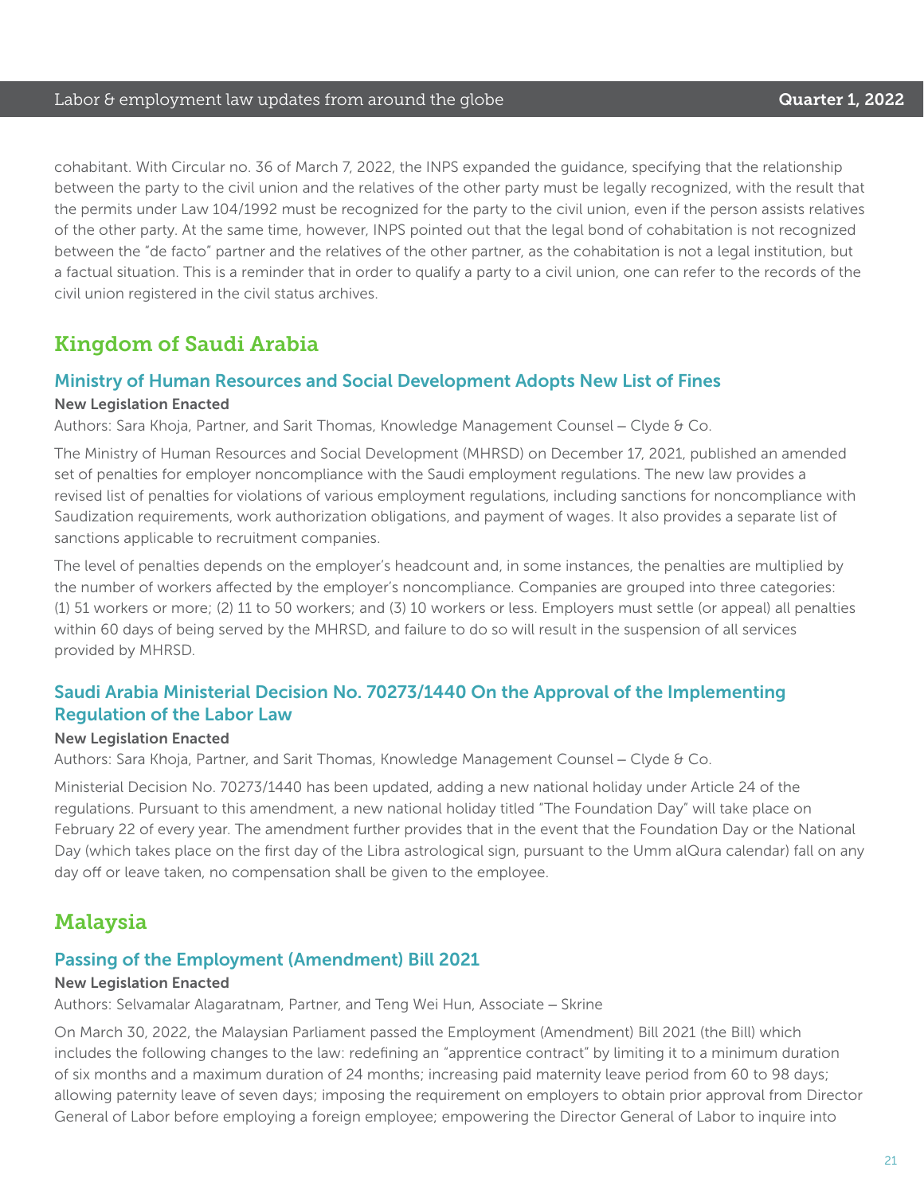cohabitant. With Circular no. 36 of March 7, 2022, the INPS expanded the guidance, specifying that the relationship between the party to the civil union and the relatives of the other party must be legally recognized, with the result that the permits under Law 104/1992 must be recognized for the party to the civil union, even if the person assists relatives of the other party. At the same time, however, INPS pointed out that the legal bond of cohabitation is not recognized between the "de facto" partner and the relatives of the other partner, as the cohabitation is not a legal institution, but a factual situation. This is a reminder that in order to qualify a party to a civil union, one can refer to the records of the civil union registered in the civil status archives.

## Kingdom of Saudi Arabia

### Ministry of Human Resources and Social Development Adopts New List of Fines

**New Legislation Enacted**

Authors: Sara Khoja, Partner, and Sarit Thomas, Knowledge Management Counsel – Clyde & Co.

The Ministry of Human Resources and Social Development (MHRSD) on December 17, 2021, published an amended set of penalties for employer noncompliance with the Saudi employment regulations. The new law provides a revised list of penalties for violations of various employment regulations, including sanctions for noncompliance with Saudization requirements, work authorization obligations, and payment of wages. It also provides a separate list of sanctions applicable to recruitment companies.

The level of penalties depends on the employer's headcount and, in some instances, the penalties are multiplied by the number of workers affected by the employer's noncompliance. Companies are grouped into three categories: (1) 51 workers or more; (2) 11 to 50 workers; and (3) 10 workers or less. Employers must settle (or appeal) all penalties within 60 days of being served by the MHRSD, and failure to do so will result in the suspension of all services provided by MHRSD.

### Saudi Arabia Ministerial Decision No. 70273/1440 On the Approval of the Implementing Regulation of the Labor Law

**New Legislation Enacted**

Authors: Sara Khoja, Partner, and Sarit Thomas, Knowledge Management Counsel – Clyde & Co.

Ministerial Decision No. 70273/1440 has been updated, adding a new national holiday under Article 24 of the regulations. Pursuant to this amendment, a new national holiday titled "The Foundation Day" will take place on February 22 of every year. The amendment further provides that in the event that the Foundation Day or the National Day (which takes place on the first day of the Libra astrological sign, pursuant to the Umm alQura calendar) fall on any day off or leave taken, no compensation shall be given to the employee.

## Malaysia

### Passing of the Employment (Amendment) Bill 2021

**New Legislation Enacted**

Authors: Selvamalar Alagaratnam, Partner, and Teng Wei Hun, Associate – Skrine

On March 30, 2022, the Malaysian Parliament passed the Employment (Amendment) Bill 2021 (the Bill) which includes the following changes to the law: redefining an "apprentice contract" by limiting it to a minimum duration of six months and a maximum duration of 24 months; increasing paid maternity leave period from 60 to 98 days; allowing paternity leave of seven days; imposing the requirement on employers to obtain prior approval from Director General of Labor before employing a foreign employee; empowering the Director General of Labor to inquire into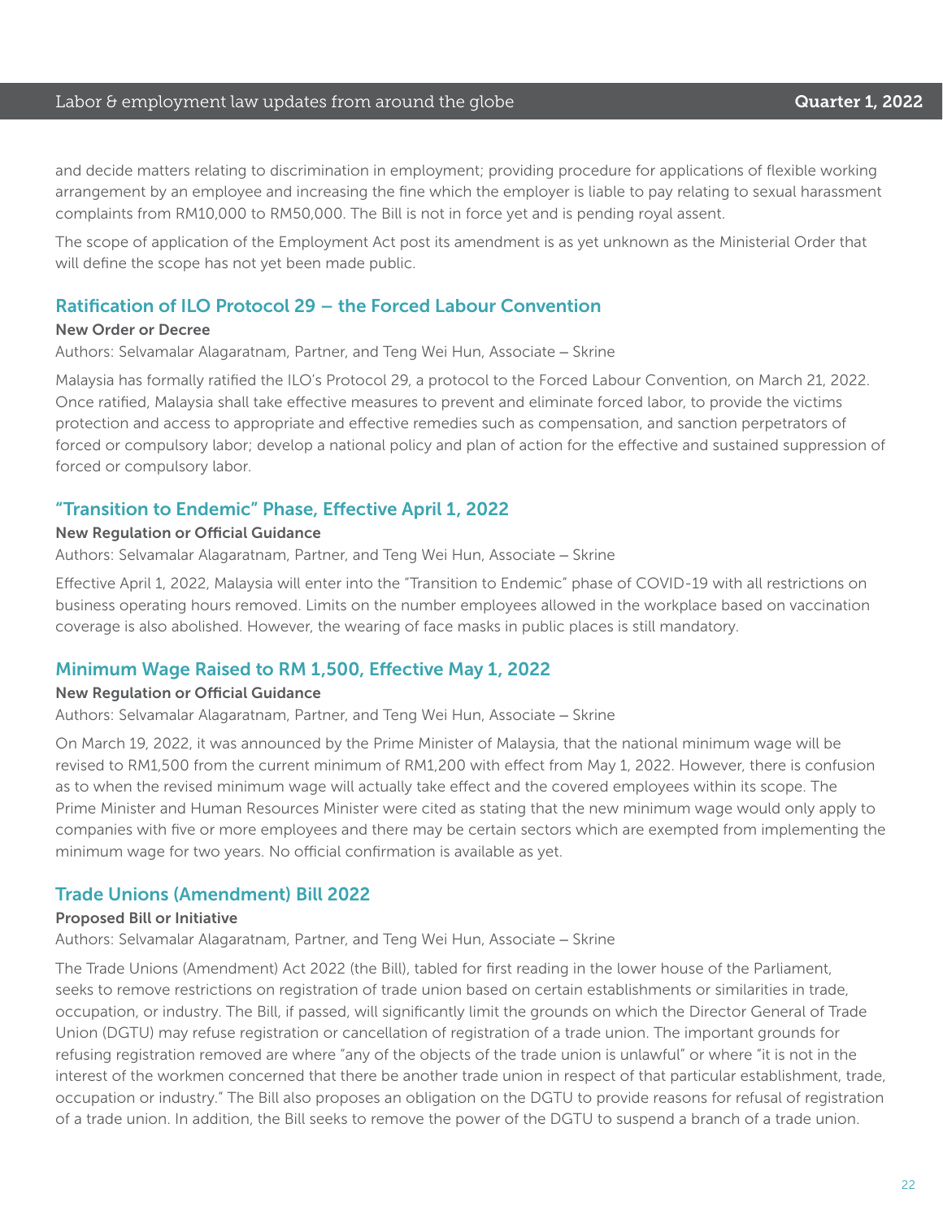and decide matters relating to discrimination in employment; providing procedure for applications of flexible working arrangement by an employee and increasing the fine which the employer is liable to pay relating to sexual harassment complaints from RM10,000 to RM50,000. The Bill is not in force yet and is pending royal assent.

The scope of application of the Employment Act post its amendment is as yet unknown as the Ministerial Order that will define the scope has not yet been made public.

## Ratification of ILO Protocol 29 – the Forced Labour Convention

**New Order or Decree**

Authors: Selvamalar Alagaratnam, Partner, and Teng Wei Hun, Associate – Skrine

Malaysia has formally ratified the ILO's Protocol 29, a protocol to the Forced Labour Convention, on March 21, 2022. Once ratified, Malaysia shall take effective measures to prevent and eliminate forced labor, to provide the victims protection and access to appropriate and effective remedies such as compensation, and sanction perpetrators of forced or compulsory labor; develop a national policy and plan of action for the effective and sustained suppression of forced or compulsory labor.

## "Transition to Endemic" Phase, Effective April 1, 2022

**New Regulation or Official Guidance**

Authors: Selvamalar Alagaratnam, Partner, and Teng Wei Hun, Associate – Skrine

Effective April 1, 2022, Malaysia will enter into the "Transition to Endemic" phase of COVID-19 with all restrictions on business operating hours removed. Limits on the number employees allowed in the workplace based on vaccination coverage is also abolished. However, the wearing of face masks in public places is still mandatory.

## Minimum Wage Raised to RM 1,500, Effective May 1, 2022

**New Regulation or Official Guidance**

Authors: Selvamalar Alagaratnam, Partner, and Teng Wei Hun, Associate – Skrine

On March 19, 2022, it was announced by the Prime Minister of Malaysia, that the national minimum wage will be revised to RM1,500 from the current minimum of RM1,200 with effect from May 1, 2022. However, there is confusion as to when the revised minimum wage will actually take effect and the covered employees within its scope. The Prime Minister and Human Resources Minister were cited as stating that the new minimum wage would only apply to companies with five or more employees and there may be certain sectors which are exempted from implementing the minimum wage for two years. No official confirmation is available as yet.

## Trade Unions (Amendment) Bill 2022

**Proposed Bill or Initiative**

Authors: Selvamalar Alagaratnam, Partner, and Teng Wei Hun, Associate – Skrine

The Trade Unions (Amendment) Act 2022 (the Bill), tabled for first reading in the lower house of the Parliament, seeks to remove restrictions on registration of trade union based on certain establishments or similarities in trade, occupation, or industry. The Bill, if passed, will significantly limit the grounds on which the Director General of Trade Union (DGTU) may refuse registration or cancellation of registration of a trade union. The important grounds for refusing registration removed are where "any of the objects of the trade union is unlawful" or where "it is not in the interest of the workmen concerned that there be another trade union in respect of that particular establishment, trade, occupation or industry." The Bill also proposes an obligation on the DGTU to provide reasons for refusal of registration of a trade union. In addition, the Bill seeks to remove the power of the DGTU to suspend a branch of a trade union.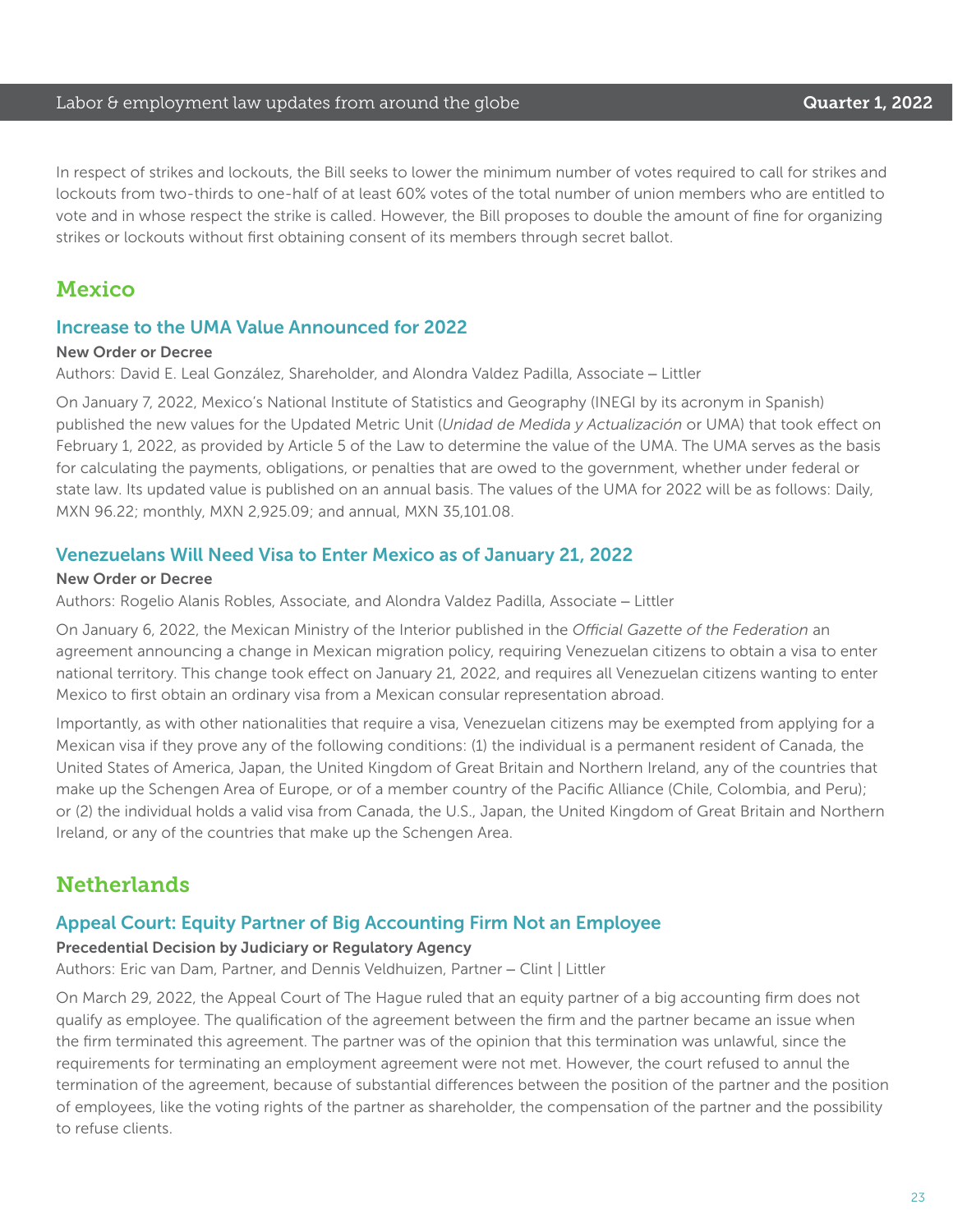In respect of strikes and lockouts, the Bill seeks to lower the minimum number of votes required to call for strikes and lockouts from two-thirds to one-half of at least 60% votes of the total number of union members who are entitled to vote and in whose respect the strike is called. However, the Bill proposes to double the amount of fine for organizing strikes or lockouts without first obtaining consent of its members through secret ballot.

## Mexico

### Increase to the UMA Value Announced for 2022

**New Order or Decree**

Authors: David E. Leal González, Shareholder, and Alondra Valdez Padilla, Associate – Littler

On January 7, 2022, Mexico's National Institute of Statistics and Geography (INEGI by its acronym in Spanish) published the new values for the Updated Metric Unit (*Unidad de Medida y Actualización* or UMA) that took effect on February 1, 2022, as provided by Article 5 of the Law to determine the value of the UMA. The UMA serves as the basis for calculating the payments, obligations, or penalties that are owed to the government, whether under federal or state law. Its updated value is published on an annual basis. The values of the UMA for 2022 will be as follows: Daily, MXN 96.22; monthly, MXN 2,925.09; and annual, MXN 35,101.08.

### Venezuelans Will Need Visa to Enter Mexico as of January 21, 2022

**New Order or Decree**

Authors: Rogelio Alanis Robles, Associate, and Alondra Valdez Padilla, Associate – Littler

On January 6, 2022, the Mexican Ministry of the Interior published in the *Official Gazette of the Federation* an agreement announcing a change in Mexican migration policy, requiring Venezuelan citizens to obtain a visa to enter national territory. This change took effect on January 21, 2022, and requires all Venezuelan citizens wanting to enter Mexico to first obtain an ordinary visa from a Mexican consular representation abroad.

Importantly, as with other nationalities that require a visa, Venezuelan citizens may be exempted from applying for a Mexican visa if they prove any of the following conditions: (1) the individual is a permanent resident of Canada, the United States of America, Japan, the United Kingdom of Great Britain and Northern Ireland, any of the countries that make up the Schengen Area of Europe, or of a member country of the Pacific Alliance (Chile, Colombia, and Peru); or (2) the individual holds a valid visa from Canada, the U.S., Japan, the United Kingdom of Great Britain and Northern Ireland, or any of the countries that make up the Schengen Area.

## Netherlands

### Appeal Court: Equity Partner of Big Accounting Firm Not an Employee

**Precedential Decision by Judiciary or Regulatory Agency**

Authors: Eric van Dam, Partner, and Dennis Veldhuizen, Partner – Clint | Littler

On March 29, 2022, the Appeal Court of The Hague ruled that an equity partner of a big accounting firm does not qualify as employee. The qualification of the agreement between the firm and the partner became an issue when the firm terminated this agreement. The partner was of the opinion that this termination was unlawful, since the requirements for terminating an employment agreement were not met. However, the court refused to annul the termination of the agreement, because of substantial differences between the position of the partner and the position of employees, like the voting rights of the partner as shareholder, the compensation of the partner and the possibility to refuse clients.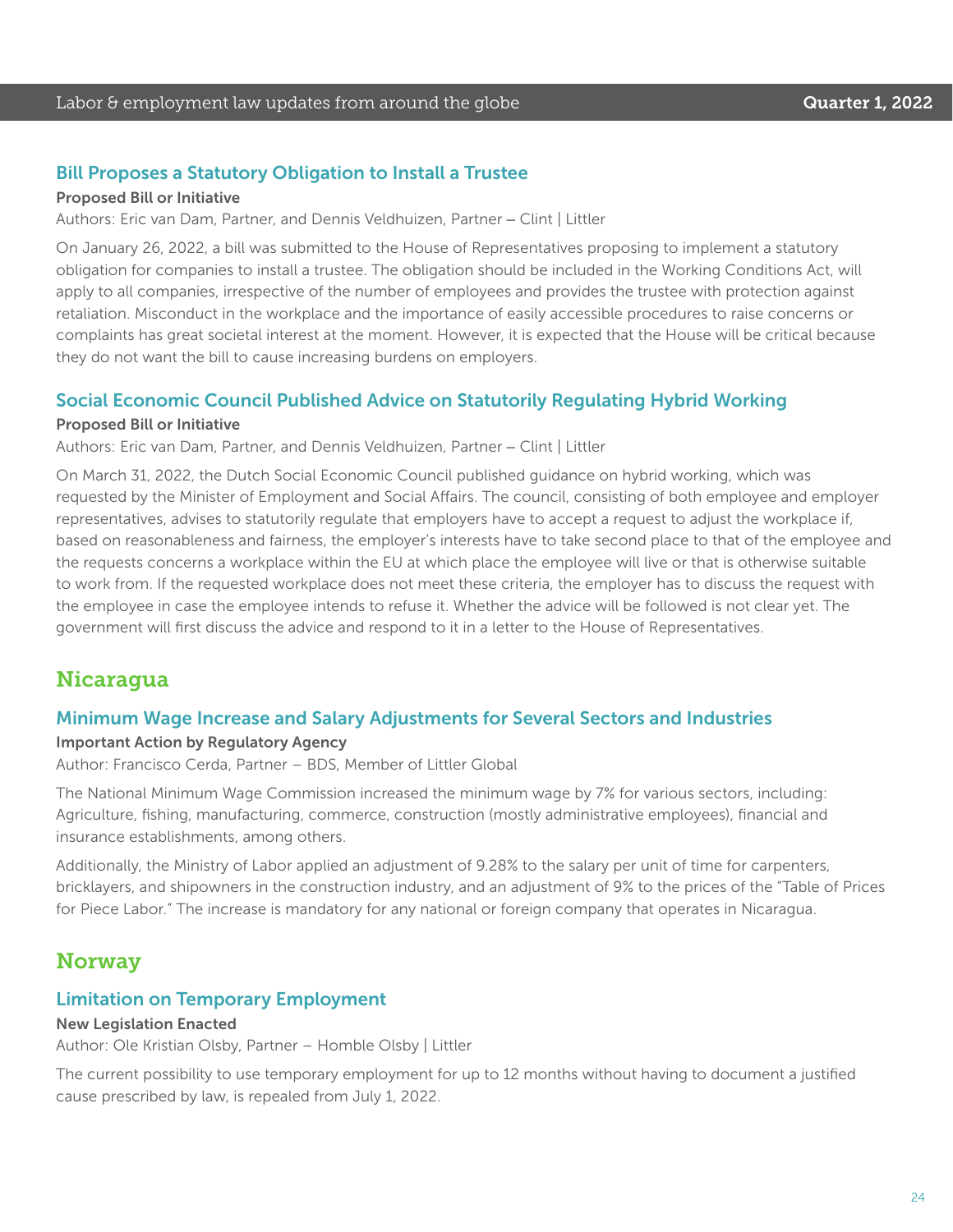### Bill Proposes a Statutory Obligation to Install a Trustee

**Proposed Bill or Initiative**

Authors: Eric van Dam, Partner, and Dennis Veldhuizen, Partner – Clint | Littler

On January 26, 2022, a bill was submitted to the House of Representatives proposing to implement a statutory obligation for companies to install a trustee. The obligation should be included in the Working Conditions Act, will apply to all companies, irrespective of the number of employees and provides the trustee with protection against retaliation. Misconduct in the workplace and the importance of easily accessible procedures to raise concerns or complaints has great societal interest at the moment. However, it is expected that the House will be critical because they do not want the bill to cause increasing burdens on employers.

### Social Economic Council Published Advice on Statutorily Regulating Hybrid Working

**Proposed Bill or Initiative**

Authors: Eric van Dam, Partner, and Dennis Veldhuizen, Partner – Clint | Littler

On March 31, 2022, the Dutch Social Economic Council published guidance on hybrid working, which was requested by the Minister of Employment and Social Affairs. The council, consisting of both employee and employer representatives, advises to statutorily regulate that employers have to accept a request to adjust the workplace if, based on reasonableness and fairness, the employer's interests have to take second place to that of the employee and the requests concerns a workplace within the EU at which place the employee will live or that is otherwise suitable to work from. If the requested workplace does not meet these criteria, the employer has to discuss the request with the employee in case the employee intends to refuse it. Whether the advice will be followed is not clear yet. The government will first discuss the advice and respond to it in a letter to the House of Representatives.

## Nicaragua

### Minimum Wage Increase and Salary Adjustments for Several Sectors and Industries

**Important Action by Regulatory Agency**

Author: Francisco Cerda, Partner – BDS, Member of Littler Global

The National Minimum Wage Commission increased the minimum wage by 7% for various sectors, including: Agriculture, fishing, manufacturing, commerce, construction (mostly administrative employees), financial and insurance establishments, among others.

Additionally, the Ministry of Labor applied an adjustment of 9.28% to the salary per unit of time for carpenters, bricklayers, and shipowners in the construction industry, and an adjustment of 9% to the prices of the "Table of Prices for Piece Labor." The increase is mandatory for any national or foreign company that operates in Nicaragua.

## Norway

### Limitation on Temporary Employment

**New Legislation Enacted**

Author: Ole Kristian Olsby, Partner – Homble Olsby | Littler

The current possibility to use temporary employment for up to 12 months without having to document a justified cause prescribed by law, is repealed from July 1, 2022.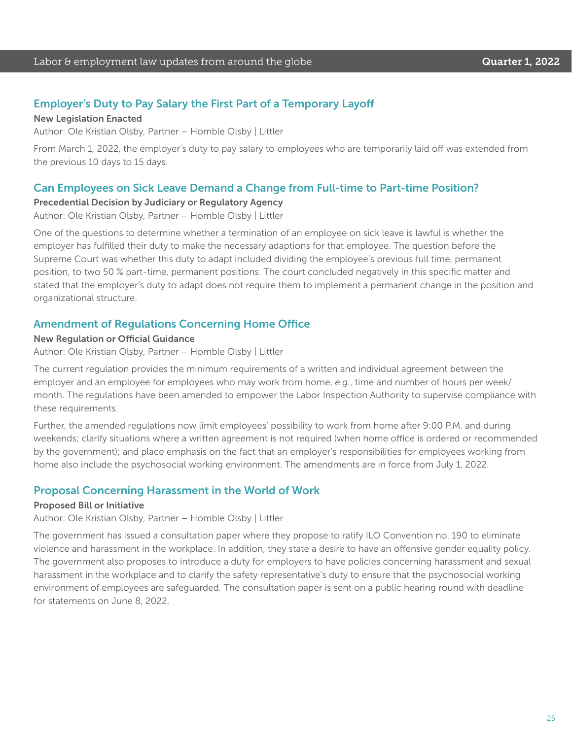### Employer's Duty to Pay Salary the First Part of a Temporary Layoff

**New Legislation Enacted**

Author: Ole Kristian Olsby, Partner – Homble Olsby | Littler

From March 1, 2022, the employer's duty to pay salary to employees who are temporarily laid off was extended from the previous 10 days to 15 days.

### Can Employees on Sick Leave Demand a Change from Full-time to Part-time Position?

**Precedential Decision by Judiciary or Regulatory Agency**

Author: Ole Kristian Olsby, Partner – Homble Olsby | Littler

One of the questions to determine whether a termination of an employee on sick leave is lawful is whether the employer has fulfilled their duty to make the necessary adaptions for that employee. The question before the Supreme Court was whether this duty to adapt included dividing the employee's previous full time, permanent position, to two 50 % part-time, permanent positions. The court concluded negatively in this specific matter and stated that the employer's duty to adapt does not require them to implement a permanent change in the position and organizational structure.

### Amendment of Regulations Concerning Home Office

**New Regulation or Official Guidance**

Author: Ole Kristian Olsby, Partner – Homble Olsby | Littler

The current regulation provides the minimum requirements of a written and individual agreement between the employer and an employee for employees who may work from home, *e.g.*, time and number of hours per week/month. The regulations have been amended to empower the Labor Inspection Authority to supervise compliance with these requirements.

Further, the amended regulations now limit employees' possibility to work from home after 9:00 P.M. and during weekends; clarify situations where a written agreement is not required (when home office is ordered or recommended by the government); and place emphasis on the fact that an employer's responsibilities for employees working from home also include the psychosocial working environment. The amendments are in force from July 1, 2022.

### Proposal Concerning Harassment in the World of Work

**Proposed Bill or Initiative**

Author: Ole Kristian Olsby, Partner – Homble Olsby | Littler

The government has issued a consultation paper where they propose to ratify ILO Convention no. 190 to eliminate violence and harassment in the workplace. In addition, they state a desire to have an offensive gender equality policy. The government also proposes to introduce a duty for employers to have policies concerning harassment and sexual harassment in the workplace and to clarify the safety representative's duty to ensure that the psychosocial working environment of employees are safeguarded. The consultation paper is sent on a public hearing round with deadline for statements on June 8, 2022.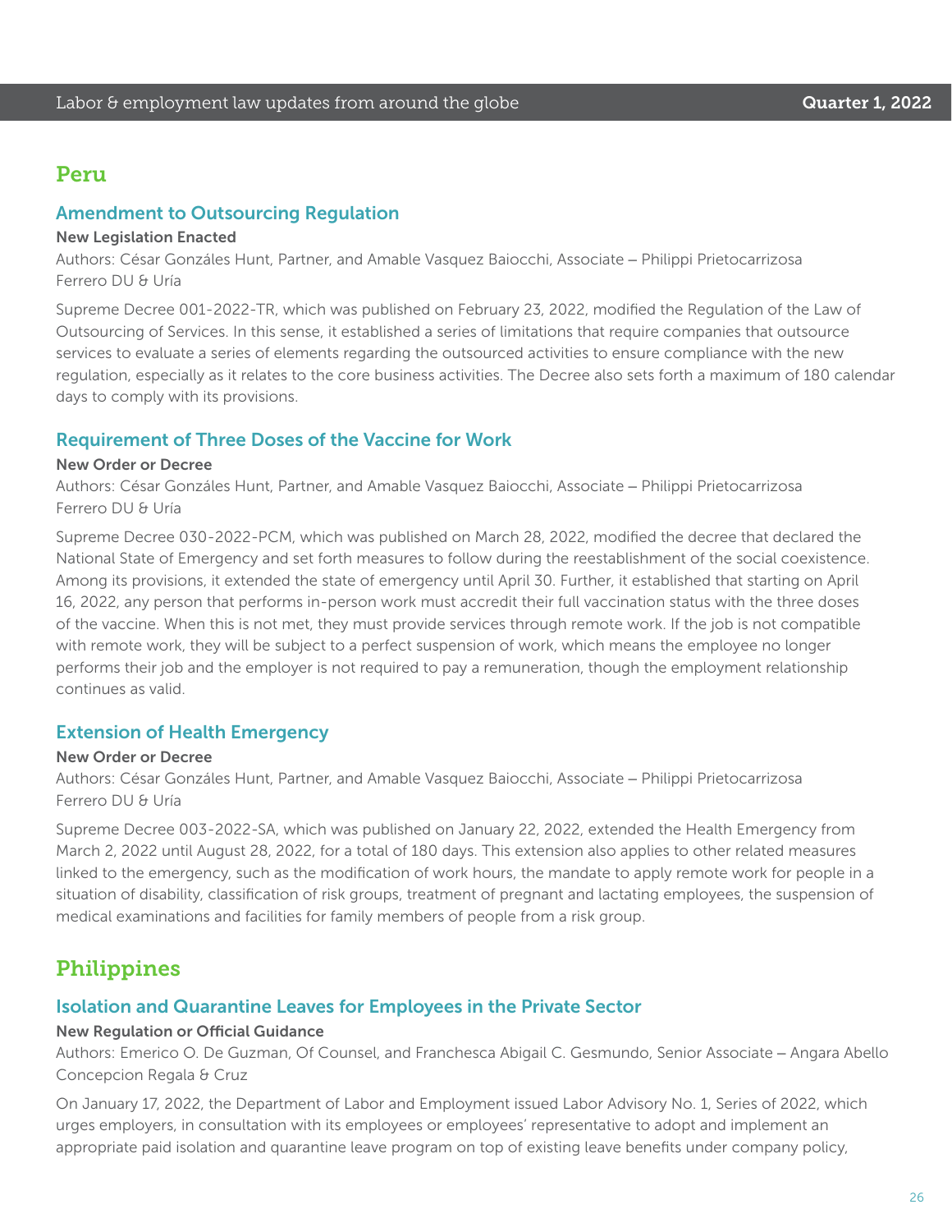## Peru

### Amendment to Outsourcing Regulation

**New Legislation Enacted**

Authors: César Gonzáles Hunt, Partner, and Amable Vasquez Baiocchi, Associate – Philippi Prietocarrizosa Ferrero DU & Uría

Supreme Decree 001-2022-TR, which was published on February 23, 2022, modified the Regulation of the Law of Outsourcing of Services. In this sense, it established a series of limitations that require companies that outsource services to evaluate a series of elements regarding the outsourced activities to ensure compliance with the new regulation, especially as it relates to the core business activities. The Decree also sets forth a maximum of 180 calendar days to comply with its provisions.

### Requirement of Three Doses of the Vaccine for Work

**New Order or Decree**

Authors: César Gonzáles Hunt, Partner, and Amable Vasquez Baiocchi, Associate – Philippi Prietocarrizosa Ferrero DU & Uría

Supreme Decree 030-2022-PCM, which was published on March 28, 2022, modified the decree that declared the National State of Emergency and set forth measures to follow during the reestablishment of the social coexistence. Among its provisions, it extended the state of emergency until April 30. Further, it established that starting on April 16, 2022, any person that performs in-person work must accredit their full vaccination status with the three doses of the vaccine. When this is not met, they must provide services through remote work. If the job is not compatible with remote work, they will be subject to a perfect suspension of work, which means the employee no longer performs their job and the employer is not required to pay a remuneration, though the employment relationship continues as valid.

### Extension of Health Emergency

**New Order or Decree**

Authors: César Gonzáles Hunt, Partner, and Amable Vasquez Baiocchi, Associate – Philippi Prietocarrizosa Ferrero DU & Uría

Supreme Decree 003-2022-SA, which was published on January 22, 2022, extended the Health Emergency from March 2, 2022 until August 28, 2022, for a total of 180 days. This extension also applies to other related measures linked to the emergency, such as the modification of work hours, the mandate to apply remote work for people in a situation of disability, classification of risk groups, treatment of pregnant and lactating employees, the suspension of medical examinations and facilities for family members of people from a risk group.

## Philippines

### Isolation and Quarantine Leaves for Employees in the Private Sector

**New Regulation or Official Guidance**

Authors: Emerico O. De Guzman, Of Counsel, and Franchesca Abigail C. Gesmundo, Senior Associate – Angara Abello Concepcion Regala & Cruz

On January 17, 2022, the Department of Labor and Employment issued Labor Advisory No. 1, Series of 2022, which urges employers, in consultation with its employees or employees' representative to adopt and implement an appropriate paid isolation and quarantine leave program on top of existing leave benefits under company policy,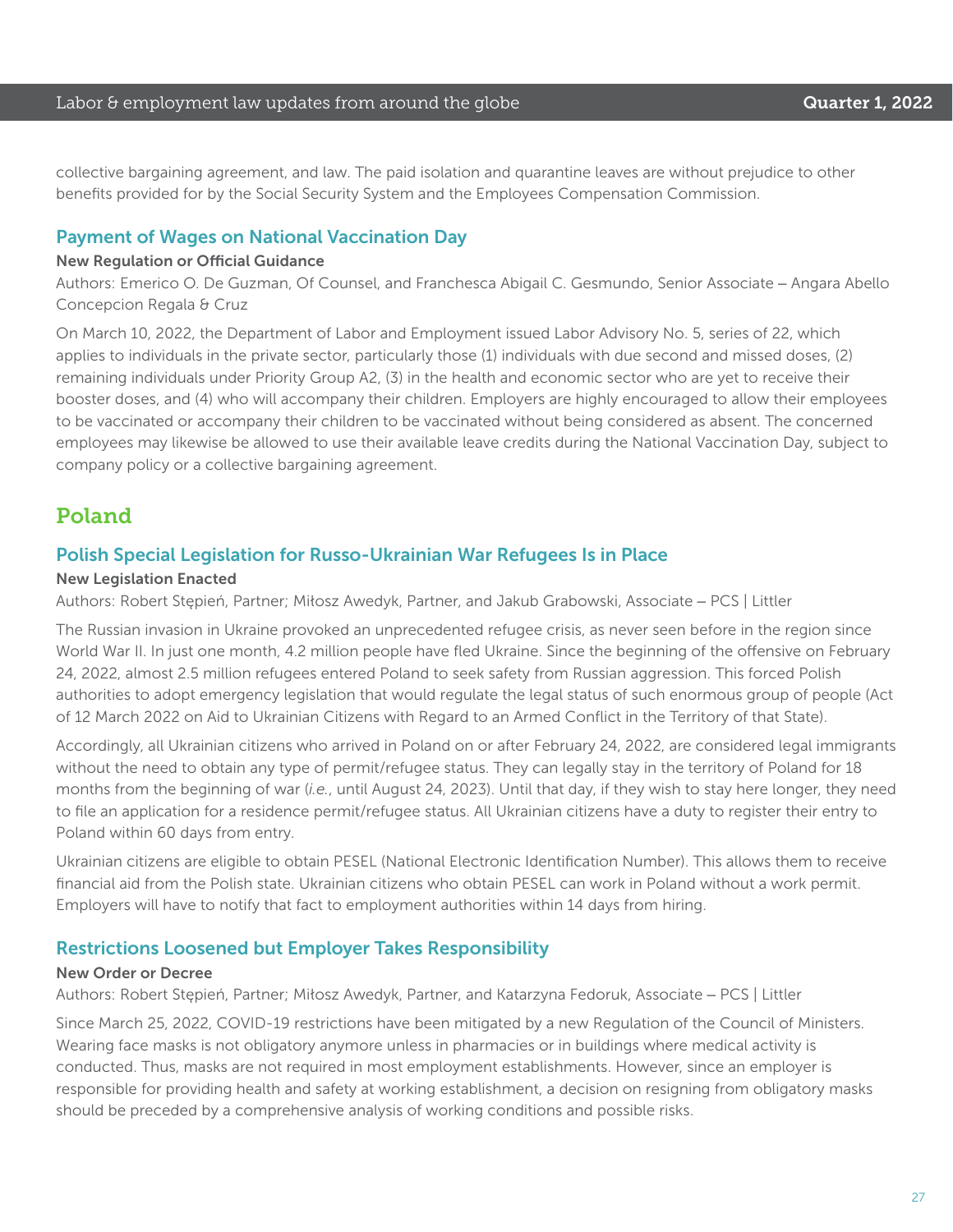collective bargaining agreement, and law. The paid isolation and quarantine leaves are without prejudice to other benefits provided for by the Social Security System and the Employees Compensation Commission.

### Payment of Wages on National Vaccination Day

**New Regulation or Official Guidance**

Authors: Emerico O. De Guzman, Of Counsel, and Franchesca Abigail C. Gesmundo, Senior Associate – Angara Abello Concepcion Regala & Cruz

On March 10, 2022, the Department of Labor and Employment issued Labor Advisory No. 5, series of 22, which applies to individuals in the private sector, particularly those (1) individuals with due second and missed doses, (2) remaining individuals under Priority Group A2, (3) in the health and economic sector who are yet to receive their booster doses, and (4) who will accompany their children. Employers are highly encouraged to allow their employees to be vaccinated or accompany their children to be vaccinated without being considered as absent. The concerned employees may likewise be allowed to use their available leave credits during the National Vaccination Day, subject to company policy or a collective bargaining agreement.

## Poland

### Polish Special Legislation for Russo-Ukrainian War Refugees Is in Place

**New Legislation Enacted**

Authors: Robert Stępień, Partner; Miłosz Awedyk, Partner, and Jakub Grabowski, Associate – PCS | Littler

The Russian invasion in Ukraine provoked an unprecedented refugee crisis, as never seen before in the region since World War II. In just one month, 4.2 million people have fled Ukraine. Since the beginning of the offensive on February 24, 2022, almost 2.5 million refugees entered Poland to seek safety from Russian aggression. This forced Polish authorities to adopt emergency legislation that would regulate the legal status of such enormous group of people (Act of 12 March 2022 on Aid to Ukrainian Citizens with Regard to an Armed Conflict in the Territory of that State).

Accordingly, all Ukrainian citizens who arrived in Poland on or after February 24, 2022, are considered legal immigrants without the need to obtain any type of permit/refugee status. They can legally stay in the territory of Poland for 18 months from the beginning of war (*i.e.*, until August 24, 2023). Until that day, if they wish to stay here longer, they need to file an application for a residence permit/refugee status. All Ukrainian citizens have a duty to register their entry to Poland within 60 days from entry.

Ukrainian citizens are eligible to obtain PESEL (National Electronic Identification Number). This allows them to receive financial aid from the Polish state. Ukrainian citizens who obtain PESEL can work in Poland without a work permit. Employers will have to notify that fact to employment authorities within 14 days from hiring.

### Restrictions Loosened but Employer Takes Responsibility

**New Order or Decree**

Authors: Robert Stępień, Partner; Miłosz Awedyk, Partner, and Katarzyna Fedoruk, Associate – PCS | Littler

Since March 25, 2022, COVID-19 restrictions have been mitigated by a new Regulation of the Council of Ministers. Wearing face masks is not obligatory anymore unless in pharmacies or in buildings where medical activity is conducted. Thus, masks are not required in most employment establishments. However, since an employer is responsible for providing health and safety at working establishment, a decision on resigning from obligatory masks should be preceded by a comprehensive analysis of working conditions and possible risks.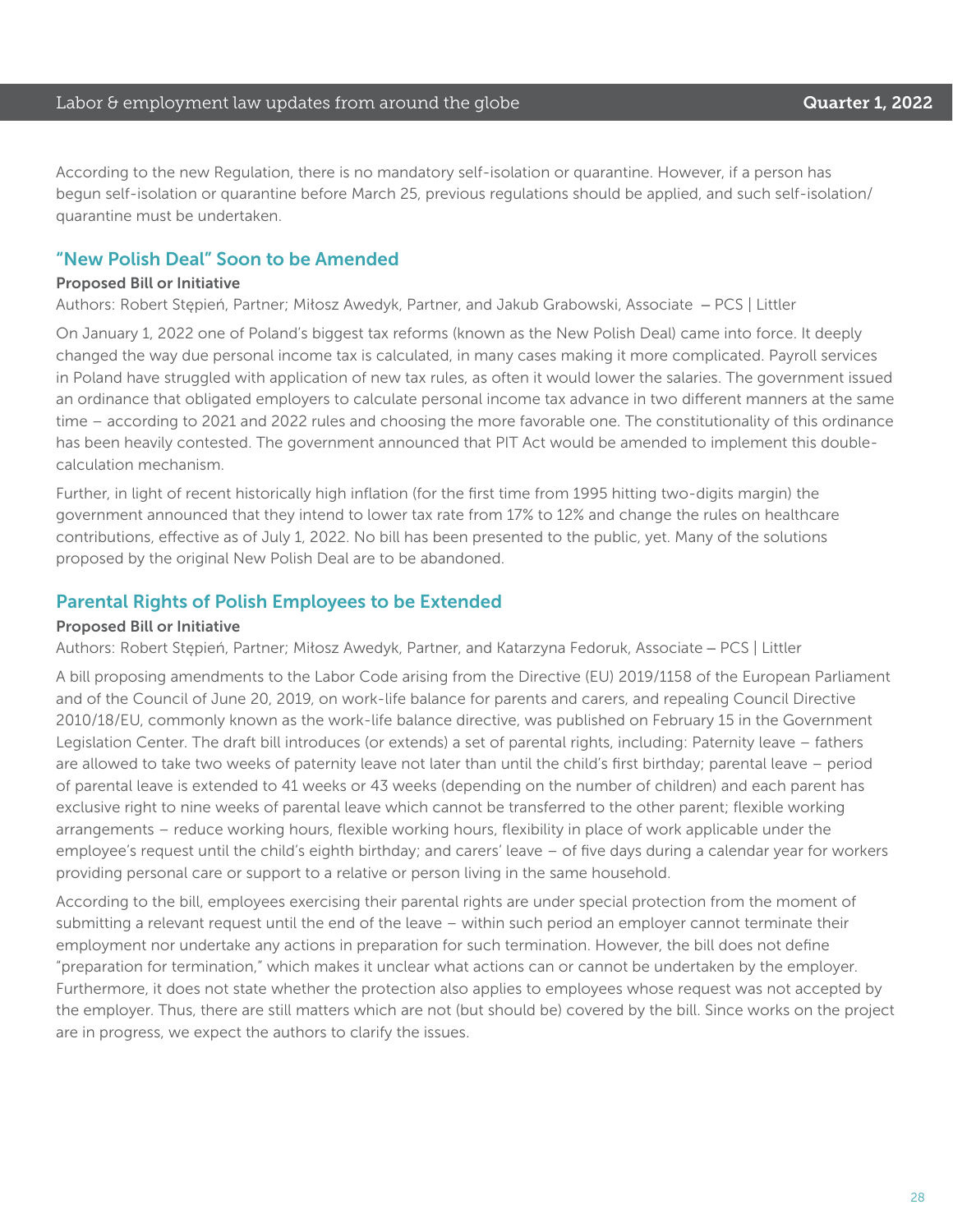According to the new Regulation, there is no mandatory self-isolation or quarantine. However, if a person has begun self-isolation or quarantine before March 25, previous regulations should be applied, and such self-isolation/quarantine must be undertaken.

## "New Polish Deal" Soon to be Amended

**Proposed Bill or Initiative**

Authors: Robert Stępień, Partner; Miłosz Awedyk, Partner, and Jakub Grabowski, Associate – PCS | Littler

On January 1, 2022 one of Poland's biggest tax reforms (known as the New Polish Deal) came into force. It deeply changed the way due personal income tax is calculated, in many cases making it more complicated. Payroll services in Poland have struggled with application of new tax rules, as often it would lower the salaries. The government issued an ordinance that obligated employers to calculate personal income tax advance in two different manners at the same time – according to 2021 and 2022 rules and choosing the more favorable one. The constitutionality of this ordinance has been heavily contested. The government announced that PIT Act would be amended to implement this double-calculation mechanism.

Further, in light of recent historically high inflation (for the first time from 1995 hitting two-digits margin) the government announced that they intend to lower tax rate from 17% to 12% and change the rules on healthcare contributions, effective as of July 1, 2022. No bill has been presented to the public, yet. Many of the solutions proposed by the original New Polish Deal are to be abandoned.

## Parental Rights of Polish Employees to be Extended

**Proposed Bill or Initiative**

Authors: Robert Stępień, Partner; Miłosz Awedyk, Partner, and Katarzyna Fedoruk, Associate – PCS | Littler

A bill proposing amendments to the Labor Code arising from the Directive (EU) 2019/1158 of the European Parliament and of the Council of June 20, 2019, on work-life balance for parents and carers, and repealing Council Directive 2010/18/EU, commonly known as the work-life balance directive, was published on February 15 in the Government Legislation Center. The draft bill introduces (or extends) a set of parental rights, including: Paternity leave – fathers are allowed to take two weeks of paternity leave not later than until the child's first birthday; parental leave – period of parental leave is extended to 41 weeks or 43 weeks (depending on the number of children) and each parent has exclusive right to nine weeks of parental leave which cannot be transferred to the other parent; flexible working arrangements – reduce working hours, flexible working hours, flexibility in place of work applicable under the employee's request until the child's eighth birthday; and carers' leave – of five days during a calendar year for workers providing personal care or support to a relative or person living in the same household.

According to the bill, employees exercising their parental rights are under special protection from the moment of submitting a relevant request until the end of the leave – within such period an employer cannot terminate their employment nor undertake any actions in preparation for such termination. However, the bill does not define "preparation for termination," which makes it unclear what actions can or cannot be undertaken by the employer. Furthermore, it does not state whether the protection also applies to employees whose request was not accepted by the employer. Thus, there are still matters which are not (but should be) covered by the bill. Since works on the project are in progress, we expect the authors to clarify the issues.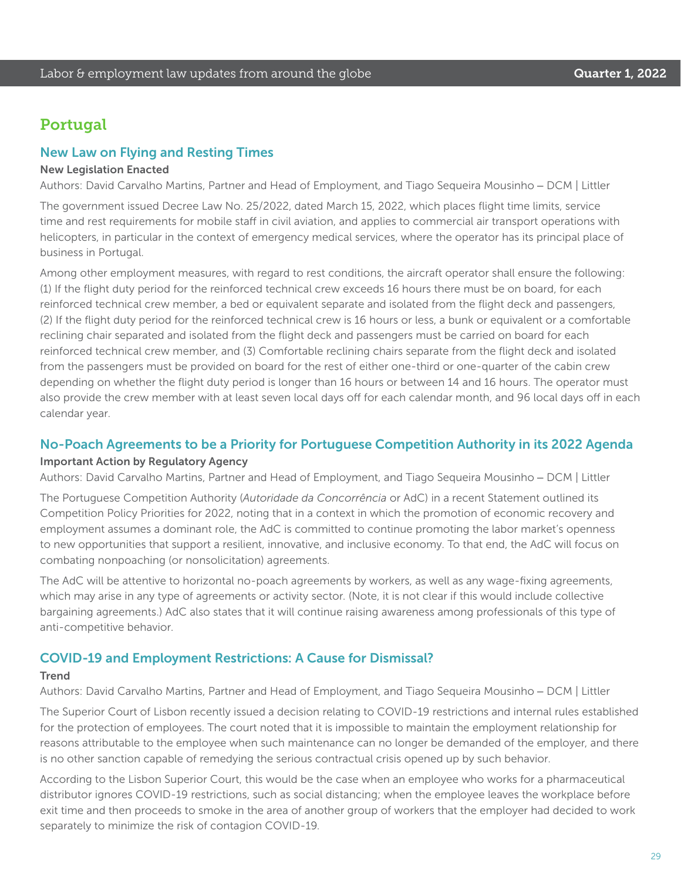## Portugal

### New Law on Flying and Resting Times

**New Legislation Enacted**

Authors: David Carvalho Martins, Partner and Head of Employment, and Tiago Sequeira Mousinho – DCM | Littler

The government issued Decree Law No. 25/2022, dated March 15, 2022, which places flight time limits, service time and rest requirements for mobile staff in civil aviation, and applies to commercial air transport operations with helicopters, in particular in the context of emergency medical services, where the operator has its principal place of business in Portugal.

Among other employment measures, with regard to rest conditions, the aircraft operator shall ensure the following: (1) If the flight duty period for the reinforced technical crew exceeds 16 hours there must be on board, for each reinforced technical crew member, a bed or equivalent separate and isolated from the flight deck and passengers, (2) If the flight duty period for the reinforced technical crew is 16 hours or less, a bunk or equivalent or a comfortable reclining chair separated and isolated from the flight deck and passengers must be carried on board for each reinforced technical crew member, and (3) Comfortable reclining chairs separate from the flight deck and isolated from the passengers must be provided on board for the rest of either one-third or one-quarter of the cabin crew depending on whether the flight duty period is longer than 16 hours or between 14 and 16 hours. The operator must also provide the crew member with at least seven local days off for each calendar month, and 96 local days off in each calendar year.

### No-Poach Agreements to be a Priority for Portuguese Competition Authority in its 2022 Agenda

**Important Action by Regulatory Agency**

Authors: David Carvalho Martins, Partner and Head of Employment, and Tiago Sequeira Mousinho – DCM | Littler

The Portuguese Competition Authority (*Autoridade da Concorrência* or AdC) in a recent Statement outlined its Competition Policy Priorities for 2022, noting that in a context in which the promotion of economic recovery and employment assumes a dominant role, the AdC is committed to continue promoting the labor market's openness to new opportunities that support a resilient, innovative, and inclusive economy. To that end, the AdC will focus on combating nonpoaching (or nonsolicitation) agreements.

The AdC will be attentive to horizontal no-poach agreements by workers, as well as any wage-fixing agreements, which may arise in any type of agreements or activity sector. (Note, it is not clear if this would include collective bargaining agreements.) AdC also states that it will continue raising awareness among professionals of this type of anti-competitive behavior.

### COVID-19 and Employment Restrictions: A Cause for Dismissal?

**Trend**

Authors: David Carvalho Martins, Partner and Head of Employment, and Tiago Sequeira Mousinho – DCM | Littler

The Superior Court of Lisbon recently issued a decision relating to COVID-19 restrictions and internal rules established for the protection of employees. The court noted that it is impossible to maintain the employment relationship for reasons attributable to the employee when such maintenance can no longer be demanded of the employer, and there is no other sanction capable of remedying the serious contractual crisis opened up by such behavior.

According to the Lisbon Superior Court, this would be the case when an employee who works for a pharmaceutical distributor ignores COVID-19 restrictions, such as social distancing; when the employee leaves the workplace before exit time and then proceeds to smoke in the area of another group of workers that the employer had decided to work separately to minimize the risk of contagion COVID-19.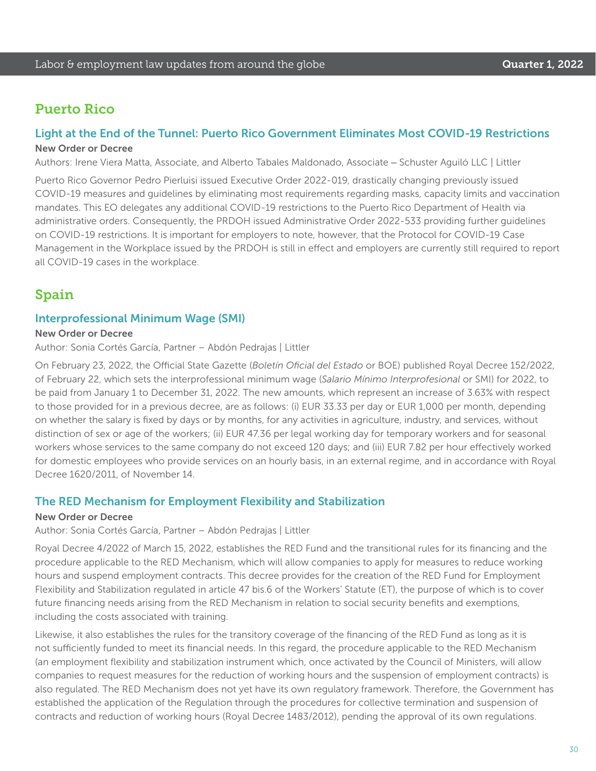## Puerto Rico

### Light at the End of the Tunnel: Puerto Rico Government Eliminates Most COVID-19 Restrictions

**New Order or Decree**

Authors: Irene Viera Matta, Associate, and Alberto Tabales Maldonado, Associate – Schuster Aguiló LLC | Littler

Puerto Rico Governor Pedro Pierluisi issued Executive Order 2022-019, drastically changing previously issued COVID-19 measures and guidelines by eliminating most requirements regarding masks, capacity limits and vaccination mandates. This EO delegates any additional COVID-19 restrictions to the Puerto Rico Department of Health via administrative orders. Consequently, the PRDOH issued Administrative Order 2022-533 providing further guidelines on COVID-19 restrictions. It is important for employers to note, however, that the Protocol for COVID-19 Case Management in the Workplace issued by the PRDOH is still in effect and employers are currently still required to report all COVID-19 cases in the workplace.

## Spain

### Interprofessional Minimum Wage (SMI)

**New Order or Decree**

Author: Sonia Cortés García, Partner – Abdón Pedrajas | Littler

On February 23, 2022, the Official State Gazette (*Boletín Oficial del Estado* or BOE) published Royal Decree 152/2022, of February 22, which sets the interprofessional minimum wage (*Salario Mínimo Interprofesional* or SMI) for 2022, to be paid from January 1 to December 31, 2022. The new amounts, which represent an increase of 3.63% with respect to those provided for in a previous decree, are as follows: (i) EUR 33.33 per day or EUR 1,000 per month, depending on whether the salary is fixed by days or by months, for any activities in agriculture, industry, and services, without distinction of sex or age of the workers; (ii) EUR 47.36 per legal working day for temporary workers and for seasonal workers whose services to the same company do not exceed 120 days; and (iii) EUR 7.82 per hour effectively worked for domestic employees who provide services on an hourly basis, in an external regime, and in accordance with Royal Decree 1620/2011, of November 14.

### The RED Mechanism for Employment Flexibility and Stabilization

**New Order or Decree**

Author: Sonia Cortés García, Partner – Abdón Pedrajas | Littler

Royal Decree 4/2022 of March 15, 2022, establishes the RED Fund and the transitional rules for its financing and the procedure applicable to the RED Mechanism, which will allow companies to apply for measures to reduce working hours and suspend employment contracts. This decree provides for the creation of the RED Fund for Employment Flexibility and Stabilization regulated in article 47 bis.6 of the Workers' Statute (ET), the purpose of which is to cover future financing needs arising from the RED Mechanism in relation to social security benefits and exemptions, including the costs associated with training.

Likewise, it also establishes the rules for the transitory coverage of the financing of the RED Fund as long as it is not sufficiently funded to meet its financial needs. In this regard, the procedure applicable to the RED Mechanism (an employment flexibility and stabilization instrument which, once activated by the Council of Ministers, will allow companies to request measures for the reduction of working hours and the suspension of employment contracts) is also regulated. The RED Mechanism does not yet have its own regulatory framework. Therefore, the Government has established the application of the Regulation through the procedures for collective termination and suspension of contracts and reduction of working hours (Royal Decree 1483/2012), pending the approval of its own regulations.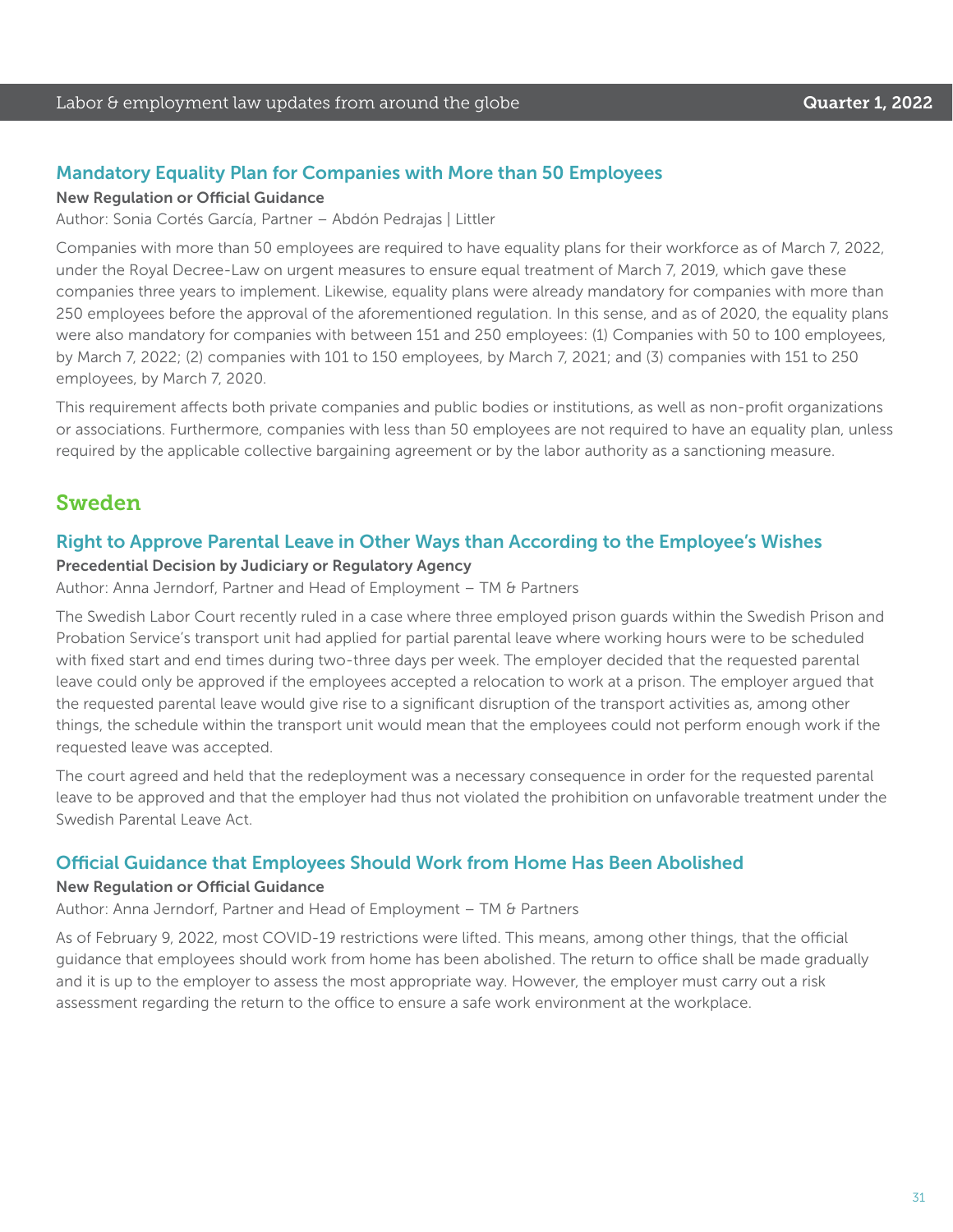### Mandatory Equality Plan for Companies with More than 50 Employees

**New Regulation or Official Guidance**

Author: Sonia Cortés García, Partner – Abdón Pedrajas | Littler

Companies with more than 50 employees are required to have equality plans for their workforce as of March 7, 2022, under the Royal Decree-Law on urgent measures to ensure equal treatment of March 7, 2019, which gave these companies three years to implement. Likewise, equality plans were already mandatory for companies with more than 250 employees before the approval of the aforementioned regulation. In this sense, and as of 2020, the equality plans were also mandatory for companies with between 151 and 250 employees: (1) Companies with 50 to 100 employees, by March 7, 2022; (2) companies with 101 to 150 employees, by March 7, 2021; and (3) companies with 151 to 250 employees, by March 7, 2020.

This requirement affects both private companies and public bodies or institutions, as well as non-profit organizations or associations. Furthermore, companies with less than 50 employees are not required to have an equality plan, unless required by the applicable collective bargaining agreement or by the labor authority as a sanctioning measure.

## Sweden

### Right to Approve Parental Leave in Other Ways than According to the Employee's Wishes

**Precedential Decision by Judiciary or Regulatory Agency**

Author: Anna Jerndorf, Partner and Head of Employment – TM & Partners

The Swedish Labor Court recently ruled in a case where three employed prison guards within the Swedish Prison and Probation Service's transport unit had applied for partial parental leave where working hours were to be scheduled with fixed start and end times during two-three days per week. The employer decided that the requested parental leave could only be approved if the employees accepted a relocation to work at a prison. The employer argued that the requested parental leave would give rise to a significant disruption of the transport activities as, among other things, the schedule within the transport unit would mean that the employees could not perform enough work if the requested leave was accepted.

The court agreed and held that the redeployment was a necessary consequence in order for the requested parental leave to be approved and that the employer had thus not violated the prohibition on unfavorable treatment under the Swedish Parental Leave Act.

### Official Guidance that Employees Should Work from Home Has Been Abolished

**New Regulation or Official Guidance**

Author: Anna Jerndorf, Partner and Head of Employment – TM & Partners

As of February 9, 2022, most COVID-19 restrictions were lifted. This means, among other things, that the official guidance that employees should work from home has been abolished. The return to office shall be made gradually and it is up to the employer to assess the most appropriate way. However, the employer must carry out a risk assessment regarding the return to the office to ensure a safe work environment at the workplace.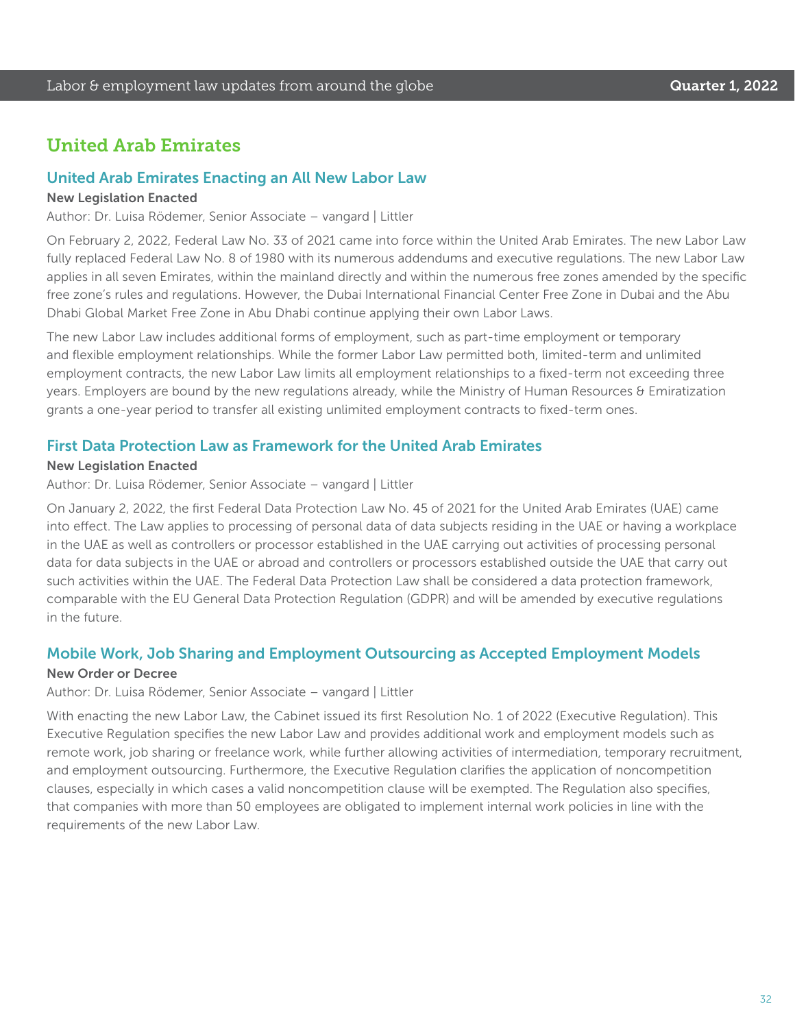## United Arab Emirates

### United Arab Emirates Enacting an All New Labor Law

**New Legislation Enacted**

Author: Dr. Luisa Rödemer, Senior Associate – vangard | Littler

On February 2, 2022, Federal Law No. 33 of 2021 came into force within the United Arab Emirates. The new Labor Law fully replaced Federal Law No. 8 of 1980 with its numerous addendums and executive regulations. The new Labor Law applies in all seven Emirates, within the mainland directly and within the numerous free zones amended by the specific free zone's rules and regulations. However, the Dubai International Financial Center Free Zone in Dubai and the Abu Dhabi Global Market Free Zone in Abu Dhabi continue applying their own Labor Laws.

The new Labor Law includes additional forms of employment, such as part-time employment or temporary and flexible employment relationships. While the former Labor Law permitted both, limited-term and unlimited employment contracts, the new Labor Law limits all employment relationships to a fixed-term not exceeding three years. Employers are bound by the new regulations already, while the Ministry of Human Resources & Emiratization grants a one-year period to transfer all existing unlimited employment contracts to fixed-term ones.

### First Data Protection Law as Framework for the United Arab Emirates

**New Legislation Enacted**

Author: Dr. Luisa Rödemer, Senior Associate – vangard | Littler

On January 2, 2022, the first Federal Data Protection Law No. 45 of 2021 for the United Arab Emirates (UAE) came into effect. The Law applies to processing of personal data of data subjects residing in the UAE or having a workplace in the UAE as well as controllers or processor established in the UAE carrying out activities of processing personal data for data subjects in the UAE or abroad and controllers or processors established outside the UAE that carry out such activities within the UAE. The Federal Data Protection Law shall be considered a data protection framework, comparable with the EU General Data Protection Regulation (GDPR) and will be amended by executive regulations in the future.

### Mobile Work, Job Sharing and Employment Outsourcing as Accepted Employment Models

**New Order or Decree**

Author: Dr. Luisa Rödemer, Senior Associate – vangard | Littler

With enacting the new Labor Law, the Cabinet issued its first Resolution No. 1 of 2022 (Executive Regulation). This Executive Regulation specifies the new Labor Law and provides additional work and employment models such as remote work, job sharing or freelance work, while further allowing activities of intermediation, temporary recruitment, and employment outsourcing. Furthermore, the Executive Regulation clarifies the application of noncompetition clauses, especially in which cases a valid noncompetition clause will be exempted. The Regulation also specifies, that companies with more than 50 employees are obligated to implement internal work policies in line with the requirements of the new Labor Law.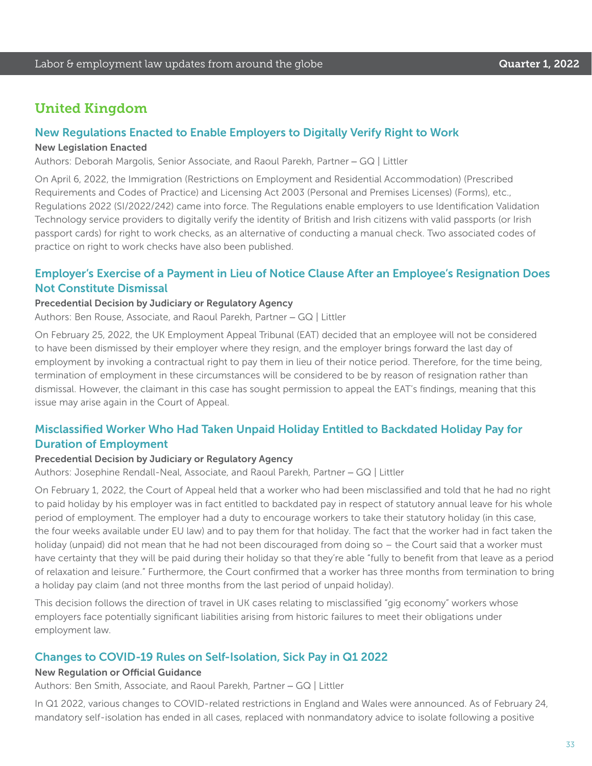## United Kingdom

### New Regulations Enacted to Enable Employers to Digitally Verify Right to Work

**New Legislation Enacted**

Authors: Deborah Margolis, Senior Associate, and Raoul Parekh, Partner – GQ | Littler

On April 6, 2022, the Immigration (Restrictions on Employment and Residential Accommodation) (Prescribed Requirements and Codes of Practice) and Licensing Act 2003 (Personal and Premises Licenses) (Forms), etc., Regulations 2022 (SI/2022/242) came into force. The Regulations enable employers to use Identification Validation Technology service providers to digitally verify the identity of British and Irish citizens with valid passports (or Irish passport cards) for right to work checks, as an alternative of conducting a manual check. Two associated codes of practice on right to work checks have also been published.

### Employer's Exercise of a Payment in Lieu of Notice Clause After an Employee's Resignation Does Not Constitute Dismissal

**Precedential Decision by Judiciary or Regulatory Agency**

Authors: Ben Rouse, Associate, and Raoul Parekh, Partner – GQ | Littler

On February 25, 2022, the UK Employment Appeal Tribunal (EAT) decided that an employee will not be considered to have been dismissed by their employer where they resign, and the employer brings forward the last day of employment by invoking a contractual right to pay them in lieu of their notice period. Therefore, for the time being, termination of employment in these circumstances will be considered to be by reason of resignation rather than dismissal. However, the claimant in this case has sought permission to appeal the EAT's findings, meaning that this issue may arise again in the Court of Appeal.

### Misclassified Worker Who Had Taken Unpaid Holiday Entitled to Backdated Holiday Pay for Duration of Employment

**Precedential Decision by Judiciary or Regulatory Agency**

Authors: Josephine Rendall-Neal, Associate, and Raoul Parekh, Partner – GQ | Littler

On February 1, 2022, the Court of Appeal held that a worker who had been misclassified and told that he had no right to paid holiday by his employer was in fact entitled to backdated pay in respect of statutory annual leave for his whole period of employment. The employer had a duty to encourage workers to take their statutory holiday (in this case, the four weeks available under EU law) and to pay them for that holiday. The fact that the worker had in fact taken the holiday (unpaid) did not mean that he had not been discouraged from doing so – the Court said that a worker must have certainty that they will be paid during their holiday so that they're able "fully to benefit from that leave as a period of relaxation and leisure." Furthermore, the Court confirmed that a worker has three months from termination to bring a holiday pay claim (and not three months from the last period of unpaid holiday).

This decision follows the direction of travel in UK cases relating to misclassified "gig economy" workers whose employers face potentially significant liabilities arising from historic failures to meet their obligations under employment law.

### Changes to COVID-19 Rules on Self-Isolation, Sick Pay in Q1 2022

**New Regulation or Official Guidance**

Authors: Ben Smith, Associate, and Raoul Parekh, Partner – GQ | Littler

In Q1 2022, various changes to COVID-related restrictions in England and Wales were announced. As of February 24, mandatory self-isolation has ended in all cases, replaced with nonmandatory advice to isolate following a positive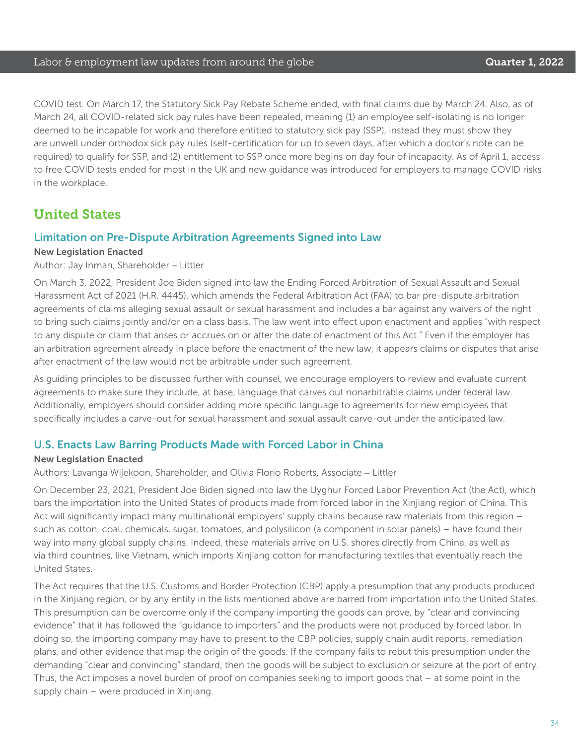COVID test. On March 17, the Statutory Sick Pay Rebate Scheme ended, with final claims due by March 24. Also, as of March 24, all COVID-related sick pay rules have been repealed, meaning (1) an employee self-isolating is no longer deemed to be incapable for work and therefore entitled to statutory sick pay (SSP), instead they must show they are unwell under orthodox sick pay rules (self-certification for up to seven days, after which a doctor's note can be required) to qualify for SSP, and (2) entitlement to SSP once more begins on day four of incapacity. As of April 1, access to free COVID tests ended for most in the UK and new guidance was introduced for employers to manage COVID risks in the workplace.

## United States

### Limitation on Pre-Dispute Arbitration Agreements Signed into Law

**New Legislation Enacted**

Author: Jay Inman, Shareholder – Littler

On March 3, 2022, President Joe Biden signed into law the Ending Forced Arbitration of Sexual Assault and Sexual Harassment Act of 2021 (H.R. 4445), which amends the Federal Arbitration Act (FAA) to bar pre-dispute arbitration agreements of claims alleging sexual assault or sexual harassment and includes a bar against any waivers of the right to bring such claims jointly and/or on a class basis. The law went into effect upon enactment and applies "with respect to any dispute or claim that arises or accrues on or after the date of enactment of this Act." Even if the employer has an arbitration agreement already in place before the enactment of the new law, it appears claims or disputes that arise after enactment of the law would not be arbitrable under such agreement.

As guiding principles to be discussed further with counsel, we encourage employers to review and evaluate current agreements to make sure they include, at base, language that carves out nonarbitrable claims under federal law. Additionally, employers should consider adding more specific language to agreements for new employees that specifically includes a carve-out for sexual harassment and sexual assault carve-out under the anticipated law.

### U.S. Enacts Law Barring Products Made with Forced Labor in China

**New Legislation Enacted**

Authors: Lavanga Wijekoon, Shareholder, and Olivia Florio Roberts, Associate – Littler

On December 23, 2021, President Joe Biden signed into law the Uyghur Forced Labor Prevention Act (the Act), which bars the importation into the United States of products made from forced labor in the Xinjiang region of China. This Act will significantly impact many multinational employers' supply chains because raw materials from this region – such as cotton, coal, chemicals, sugar, tomatoes, and polysilicon (a component in solar panels) – have found their way into many global supply chains. Indeed, these materials arrive on U.S. shores directly from China, as well as via third countries, like Vietnam, which imports Xinjiang cotton for manufacturing textiles that eventually reach the United States.

The Act requires that the U.S. Customs and Border Protection (CBP) apply a presumption that any products produced in the Xinjiang region, or by any entity in the lists mentioned above are barred from importation into the United States. This presumption can be overcome only if the company importing the goods can prove, by "clear and convincing evidence" that it has followed the "guidance to importers" and the products were not produced by forced labor. In doing so, the importing company may have to present to the CBP policies, supply chain audit reports, remediation plans, and other evidence that map the origin of the goods. If the company fails to rebut this presumption under the demanding "clear and convincing" standard, then the goods will be subject to exclusion or seizure at the port of entry. Thus, the Act imposes a novel burden of proof on companies seeking to import goods that – at some point in the supply chain – were produced in Xinjiang.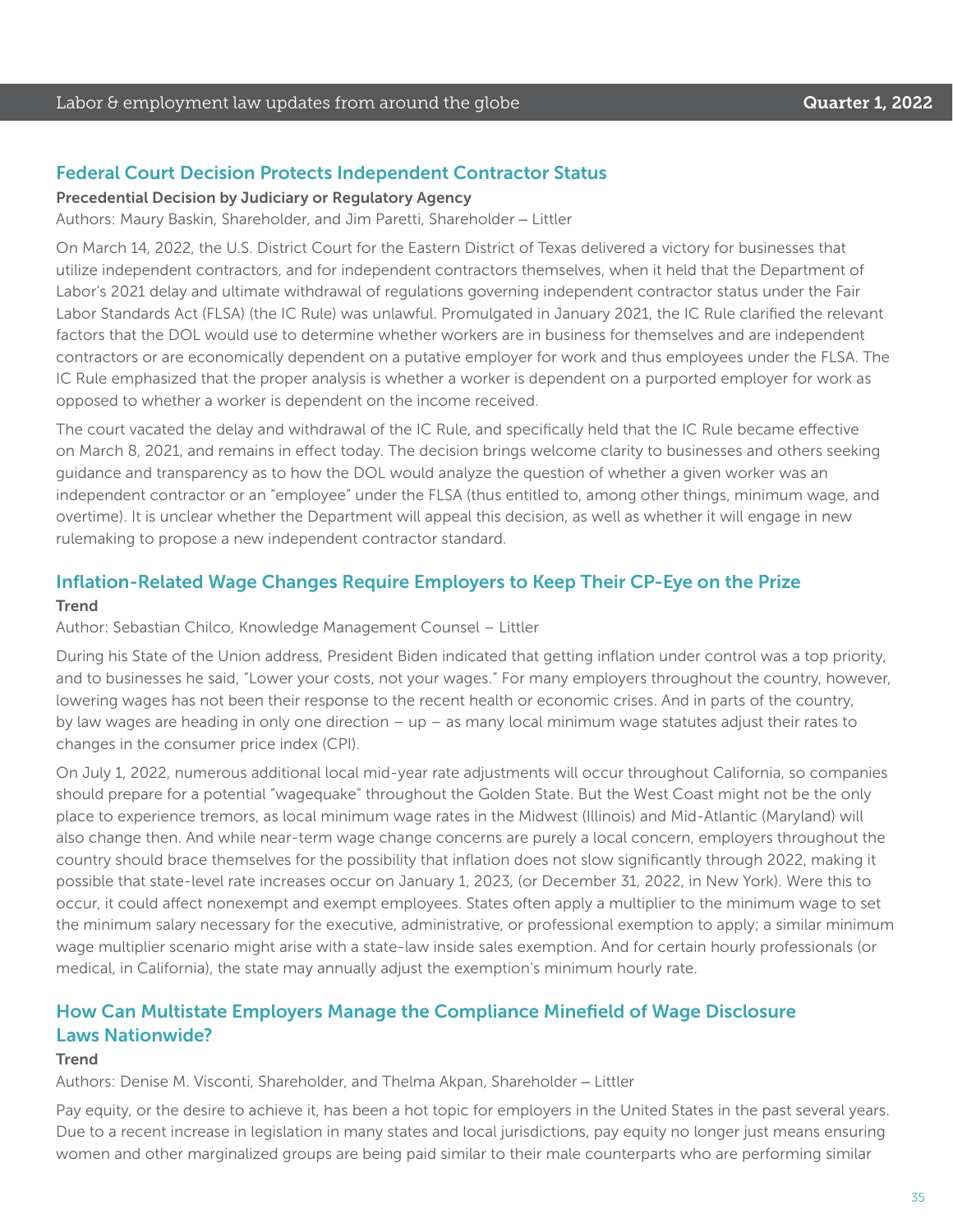## Federal Court Decision Protects Independent Contractor Status

**Precedential Decision by Judiciary or Regulatory Agency**

Authors: Maury Baskin, Shareholder, and Jim Paretti, Shareholder – Littler

On March 14, 2022, the U.S. District Court for the Eastern District of Texas delivered a victory for businesses that utilize independent contractors, and for independent contractors themselves, when it held that the Department of Labor's 2021 delay and ultimate withdrawal of regulations governing independent contractor status under the Fair Labor Standards Act (FLSA) (the IC Rule) was unlawful. Promulgated in January 2021, the IC Rule clarified the relevant factors that the DOL would use to determine whether workers are in business for themselves and are independent contractors or are economically dependent on a putative employer for work and thus employees under the FLSA. The IC Rule emphasized that the proper analysis is whether a worker is dependent on a purported employer for work as opposed to whether a worker is dependent on the income received.

The court vacated the delay and withdrawal of the IC Rule, and specifically held that the IC Rule became effective on March 8, 2021, and remains in effect today. The decision brings welcome clarity to businesses and others seeking guidance and transparency as to how the DOL would analyze the question of whether a given worker was an independent contractor or an "employee" under the FLSA (thus entitled to, among other things, minimum wage, and overtime). It is unclear whether the Department will appeal this decision, as well as whether it will engage in new rulemaking to propose a new independent contractor standard.

## Inflation-Related Wage Changes Require Employers to Keep Their CP-Eye on the Prize

**Trend**

Author: Sebastian Chilco, Knowledge Management Counsel – Littler

During his State of the Union address, President Biden indicated that getting inflation under control was a top priority, and to businesses he said, "Lower your costs, not your wages." For many employers throughout the country, however, lowering wages has not been their response to the recent health or economic crises. And in parts of the country, by law wages are heading in only one direction – up – as many local minimum wage statutes adjust their rates to changes in the consumer price index (CPI).

On July 1, 2022, numerous additional local mid-year rate adjustments will occur throughout California, so companies should prepare for a potential "wagequake" throughout the Golden State. But the West Coast might not be the only place to experience tremors, as local minimum wage rates in the Midwest (Illinois) and Mid-Atlantic (Maryland) will also change then. And while near-term wage change concerns are purely a local concern, employers throughout the country should brace themselves for the possibility that inflation does not slow significantly through 2022, making it possible that state-level rate increases occur on January 1, 2023, (or December 31, 2022, in New York). Were this to occur, it could affect nonexempt and exempt employees. States often apply a multiplier to the minimum wage to set the minimum salary necessary for the executive, administrative, or professional exemption to apply; a similar minimum wage multiplier scenario might arise with a state-law inside sales exemption. And for certain hourly professionals (or medical, in California), the state may annually adjust the exemption's minimum hourly rate.

## How Can Multistate Employers Manage the Compliance Minefield of Wage Disclosure Laws Nationwide?

**Trend**

Authors: Denise M. Visconti, Shareholder, and Thelma Akpan, Shareholder – Littler

Pay equity, or the desire to achieve it, has been a hot topic for employers in the United States in the past several years. Due to a recent increase in legislation in many states and local jurisdictions, pay equity no longer just means ensuring women and other marginalized groups are being paid similar to their male counterparts who are performing similar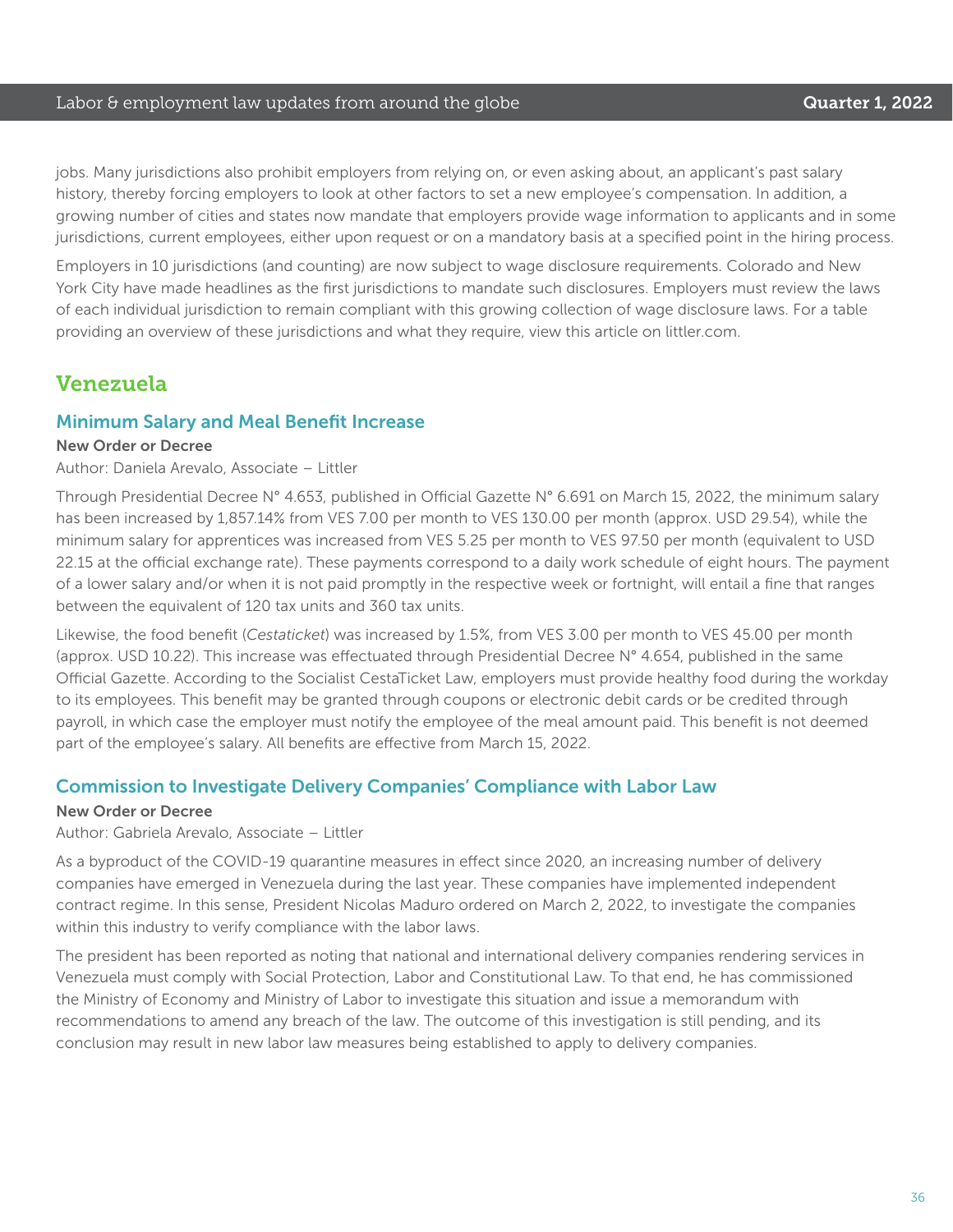jobs. Many jurisdictions also prohibit employers from relying on, or even asking about, an applicant's past salary history, thereby forcing employers to look at other factors to set a new employee's compensation. In addition, a growing number of cities and states now mandate that employers provide wage information to applicants and in some jurisdictions, current employees, either upon request or on a mandatory basis at a specified point in the hiring process.

Employers in 10 jurisdictions (and counting) are now subject to wage disclosure requirements. Colorado and New York City have made headlines as the first jurisdictions to mandate such disclosures. Employers must review the laws of each individual jurisdiction to remain compliant with this growing collection of wage disclosure laws. For a table providing an overview of these jurisdictions and what they require, view this article on littler.com.

## Venezuela

### Minimum Salary and Meal Benefit Increase

**New Order or Decree**

Author: Daniela Arevalo, Associate – Littler

Through Presidential Decree N° 4.653, published in Official Gazette N° 6.691 on March 15, 2022, the minimum salary has been increased by 1,857.14% from VES 7.00 per month to VES 130.00 per month (approx. USD 29.54), while the minimum salary for apprentices was increased from VES 5.25 per month to VES 97.50 per month (equivalent to USD 22.15 at the official exchange rate). These payments correspond to a daily work schedule of eight hours. The payment of a lower salary and/or when it is not paid promptly in the respective week or fortnight, will entail a fine that ranges between the equivalent of 120 tax units and 360 tax units.

Likewise, the food benefit (*Cestaticket*) was increased by 1.5%, from VES 3.00 per month to VES 45.00 per month (approx. USD 10.22). This increase was effectuated through Presidential Decree N° 4.654, published in the same Official Gazette. According to the Socialist CestaTicket Law, employers must provide healthy food during the workday to its employees. This benefit may be granted through coupons or electronic debit cards or be credited through payroll, in which case the employer must notify the employee of the meal amount paid. This benefit is not deemed part of the employee's salary. All benefits are effective from March 15, 2022.

### Commission to Investigate Delivery Companies' Compliance with Labor Law

**New Order or Decree**

Author: Gabriela Arevalo, Associate – Littler

As a byproduct of the COVID-19 quarantine measures in effect since 2020, an increasing number of delivery companies have emerged in Venezuela during the last year. These companies have implemented independent contract regime. In this sense, President Nicolas Maduro ordered on March 2, 2022, to investigate the companies within this industry to verify compliance with the labor laws.

The president has been reported as noting that national and international delivery companies rendering services in Venezuela must comply with Social Protection, Labor and Constitutional Law. To that end, he has commissioned the Ministry of Economy and Ministry of Labor to investigate this situation and issue a memorandum with recommendations to amend any breach of the law. The outcome of this investigation is still pending, and its conclusion may result in new labor law measures being established to apply to delivery companies.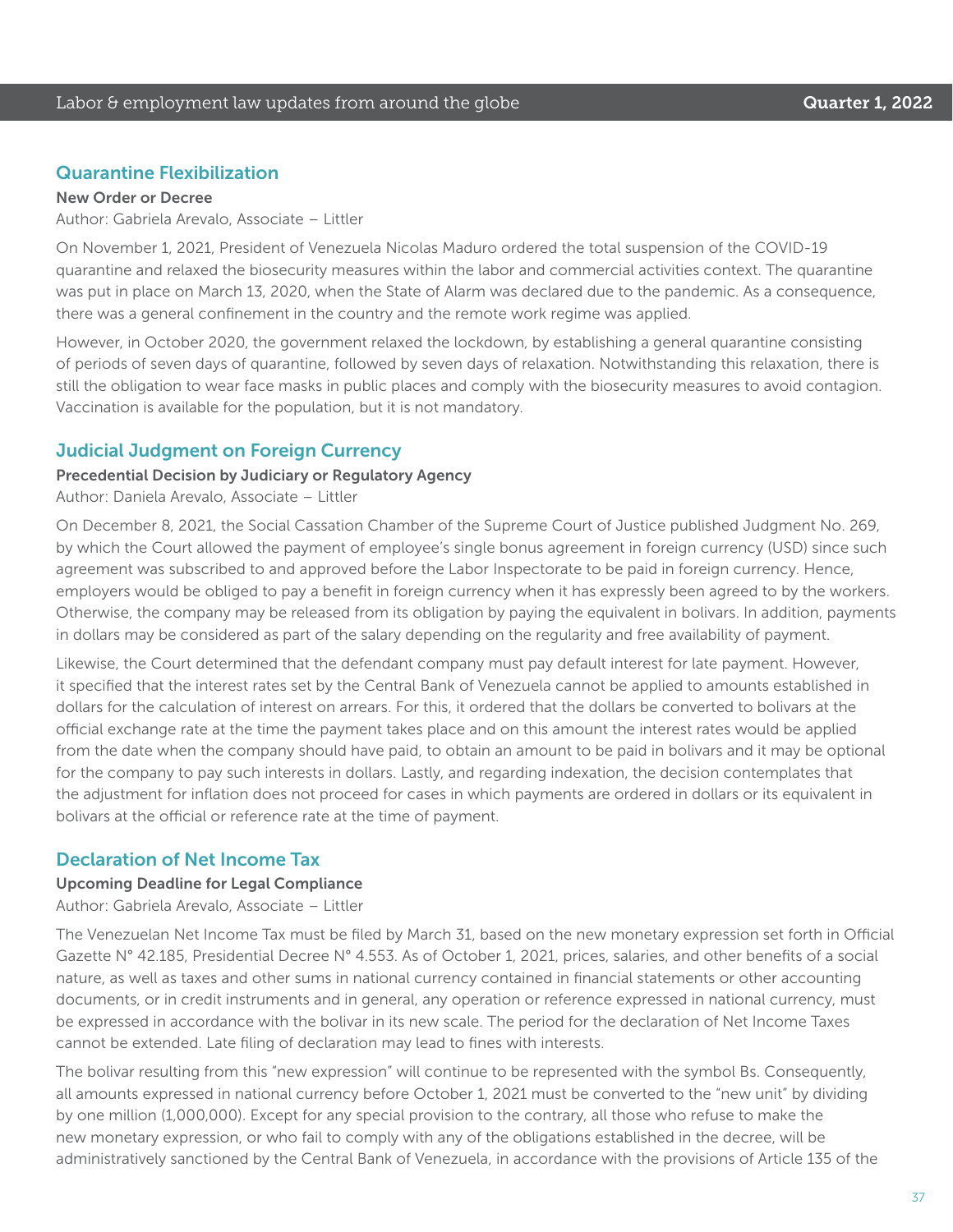## Quarantine Flexibilization

**New Order or Decree**

Author: Gabriela Arevalo, Associate – Littler

On November 1, 2021, President of Venezuela Nicolas Maduro ordered the total suspension of the COVID-19 quarantine and relaxed the biosecurity measures within the labor and commercial activities context. The quarantine was put in place on March 13, 2020, when the State of Alarm was declared due to the pandemic. As a consequence, there was a general confinement in the country and the remote work regime was applied.

However, in October 2020, the government relaxed the lockdown, by establishing a general quarantine consisting of periods of seven days of quarantine, followed by seven days of relaxation. Notwithstanding this relaxation, there is still the obligation to wear face masks in public places and comply with the biosecurity measures to avoid contagion. Vaccination is available for the population, but it is not mandatory.

## Judicial Judgment on Foreign Currency

**Precedential Decision by Judiciary or Regulatory Agency**

Author: Daniela Arevalo, Associate – Littler

On December 8, 2021, the Social Cassation Chamber of the Supreme Court of Justice published Judgment No. 269, by which the Court allowed the payment of employee's single bonus agreement in foreign currency (USD) since such agreement was subscribed to and approved before the Labor Inspectorate to be paid in foreign currency. Hence, employers would be obliged to pay a benefit in foreign currency when it has expressly been agreed to by the workers. Otherwise, the company may be released from its obligation by paying the equivalent in bolivars. In addition, payments in dollars may be considered as part of the salary depending on the regularity and free availability of payment.

Likewise, the Court determined that the defendant company must pay default interest for late payment. However, it specified that the interest rates set by the Central Bank of Venezuela cannot be applied to amounts established in dollars for the calculation of interest on arrears. For this, it ordered that the dollars be converted to bolivars at the official exchange rate at the time the payment takes place and on this amount the interest rates would be applied from the date when the company should have paid, to obtain an amount to be paid in bolivars and it may be optional for the company to pay such interests in dollars. Lastly, and regarding indexation, the decision contemplates that the adjustment for inflation does not proceed for cases in which payments are ordered in dollars or its equivalent in bolivars at the official or reference rate at the time of payment.

## Declaration of Net Income Tax

**Upcoming Deadline for Legal Compliance**

Author: Gabriela Arevalo, Associate – Littler

The Venezuelan Net Income Tax must be filed by March 31, based on the new monetary expression set forth in Official Gazette N° 42.185, Presidential Decree N° 4.553. As of October 1, 2021, prices, salaries, and other benefits of a social nature, as well as taxes and other sums in national currency contained in financial statements or other accounting documents, or in credit instruments and in general, any operation or reference expressed in national currency, must be expressed in accordance with the bolivar in its new scale. The period for the declaration of Net Income Taxes cannot be extended. Late filing of declaration may lead to fines with interests.

The bolivar resulting from this "new expression" will continue to be represented with the symbol Bs. Consequently, all amounts expressed in national currency before October 1, 2021 must be converted to the "new unit" by dividing by one million (1,000,000). Except for any special provision to the contrary, all those who refuse to make the new monetary expression, or who fail to comply with any of the obligations established in the decree, will be administratively sanctioned by the Central Bank of Venezuela, in accordance with the provisions of Article 135 of the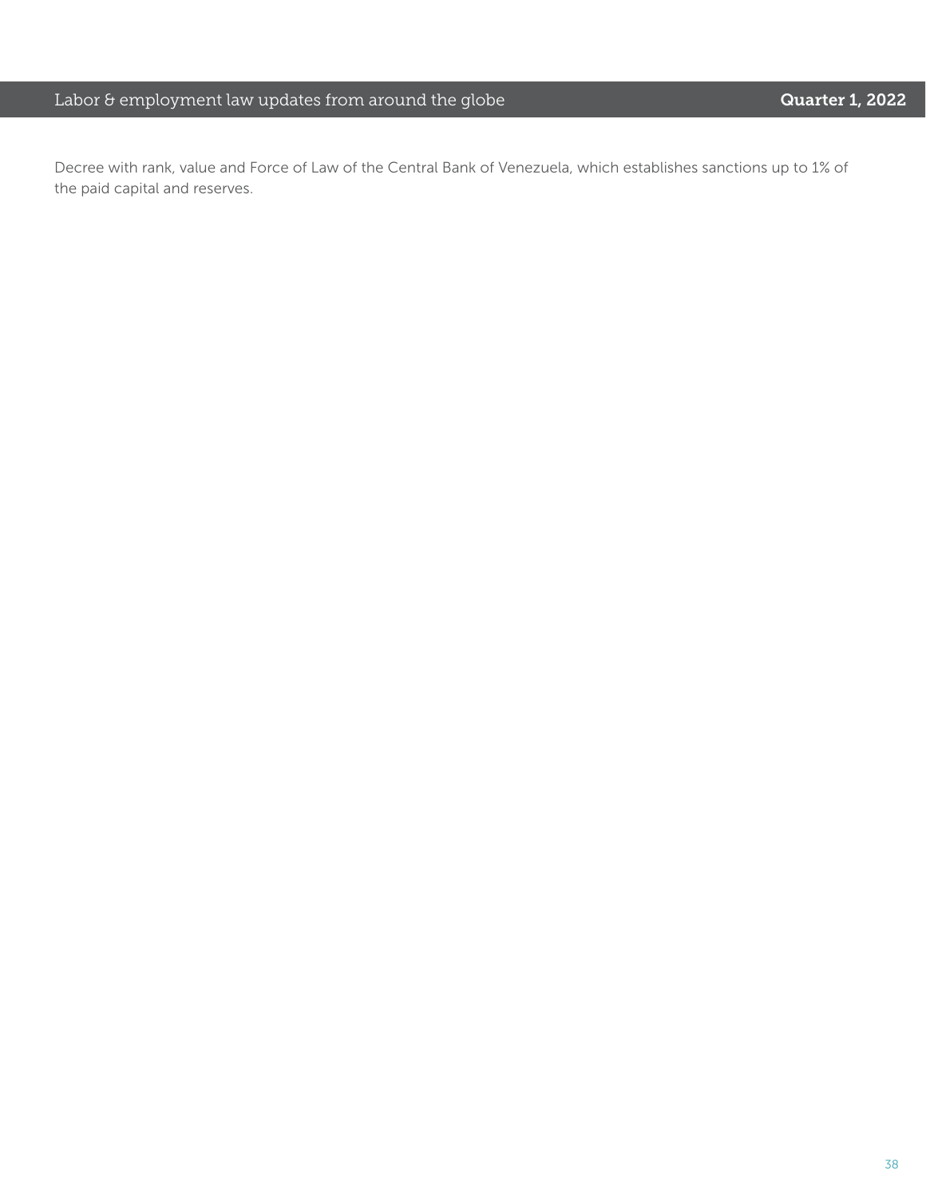Decree with rank, value and Force of Law of the Central Bank of Venezuela, which establishes sanctions up to 1% of the paid capital and reserves.